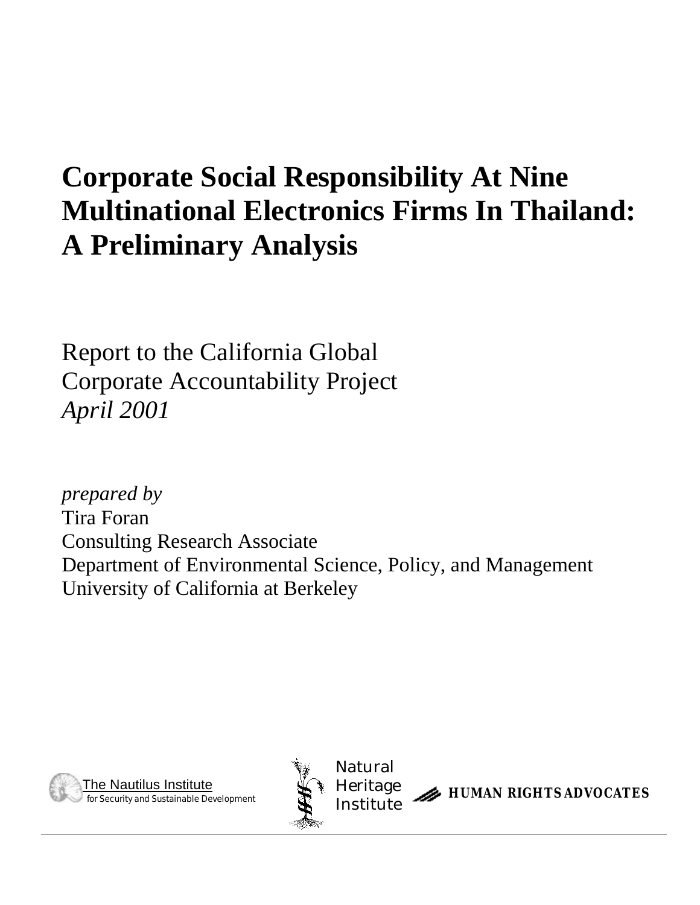# Corporate Social Responsibility At Nine Multinational Electronics Firms In Thailand: A Preliminary Analysis

Report to the California Global Corporate Accountability Project
*April 2001*

*prepared by*
Tira Foran
Consulting Research Associate
Department of Environmental Science, Policy, and Management
University of California at Berkeley

The Nautilus Institute for Security and Sustainable Development

Natural Heritage Institute

HUMAN RIGHTS ADVOCATES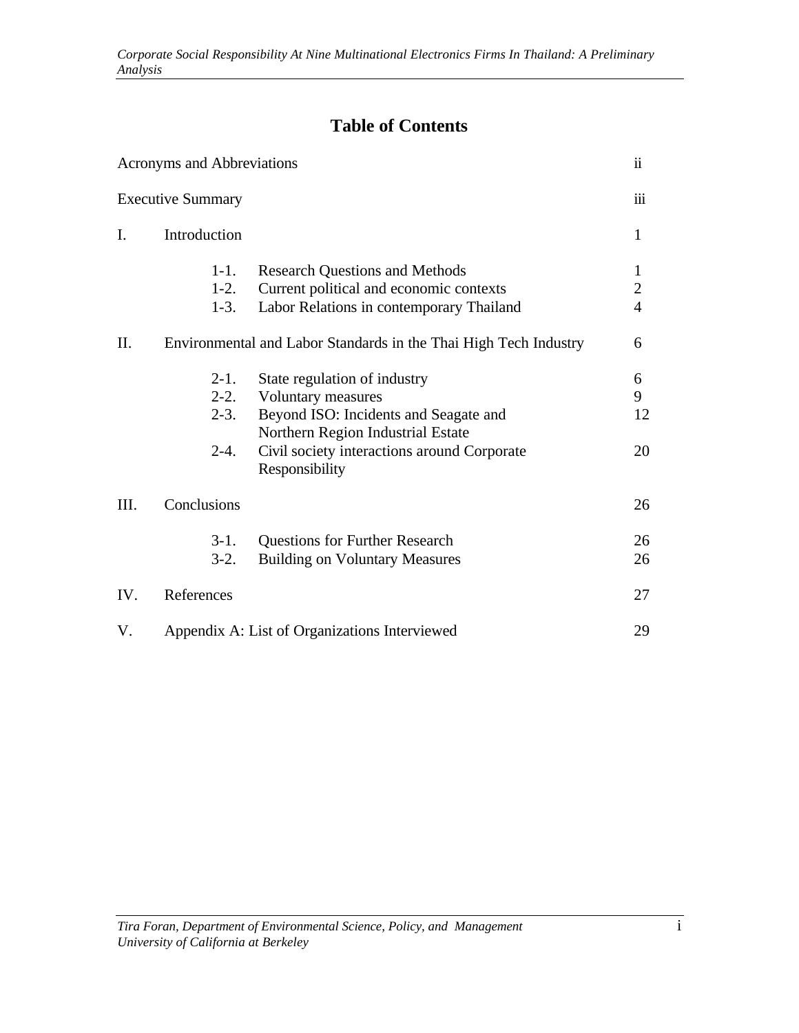# Table of Contents

| | | |
|---|---|---|
| Acronyms and Abbreviations | | ii |
| Executive Summary | | iii |
| I. | Introduction | 1 |
| | 1-1. Research Questions and Methods | 1 |
| | 1-2. Current political and economic contexts | 2 |
| | 1-3. Labor Relations in contemporary Thailand | 4 |
| II. | Environmental and Labor Standards in the Thai High Tech Industry | 6 |
| | 2-1. State regulation of industry | 6 |
| | 2-2. Voluntary measures | 9 |
| | 2-3. Beyond ISO: Incidents and Seagate and Northern Region Industrial Estate | 12 |
| | 2-4. Civil society interactions around Corporate Responsibility | 20 |
| III. | Conclusions | 26 |
| | 3-1. Questions for Further Research | 26 |
| | 3-2. Building on Voluntary Measures | 26 |
| IV. | References | 27 |
| V. | Appendix A: List of Organizations Interviewed | 29 |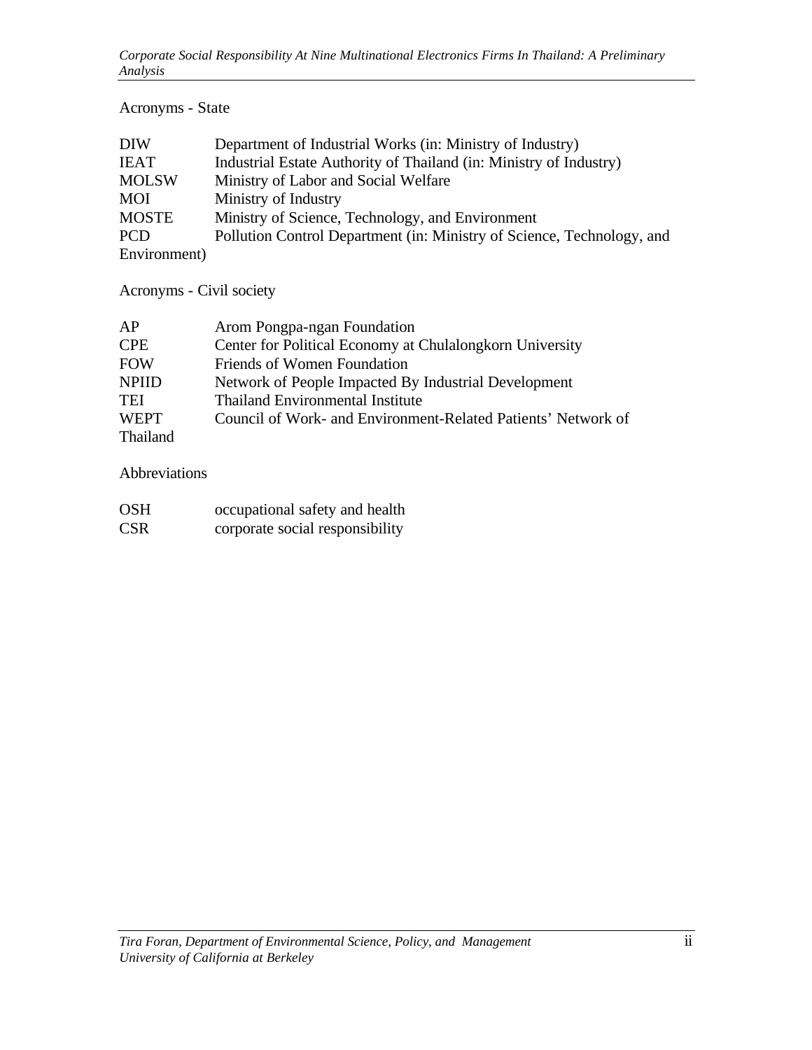Acronyms - State

| | |
|---|---|
| DIW | Department of Industrial Works (in: Ministry of Industry) |
| IEAT | Industrial Estate Authority of Thailand (in: Ministry of Industry) |
| MOLSW | Ministry of Labor and Social Welfare |
| MOI | Ministry of Industry |
| MOSTE | Ministry of Science, Technology, and Environment |
| PCD | Pollution Control Department (in: Ministry of Science, Technology, and Environment) |

Acronyms - Civil society

| | |
|---|---|
| AP | Arom Pongpa-ngan Foundation |
| CPE | Center for Political Economy at Chulalongkorn University |
| FOW | Friends of Women Foundation |
| NPIID | Network of People Impacted By Industrial Development |
| TEI | Thailand Environmental Institute |
| WEPT | Council of Work- and Environment-Related Patients' Network of Thailand |

Abbreviations

| | |
|---|---|
| OSH | occupational safety and health |
| CSR | corporate social responsibility |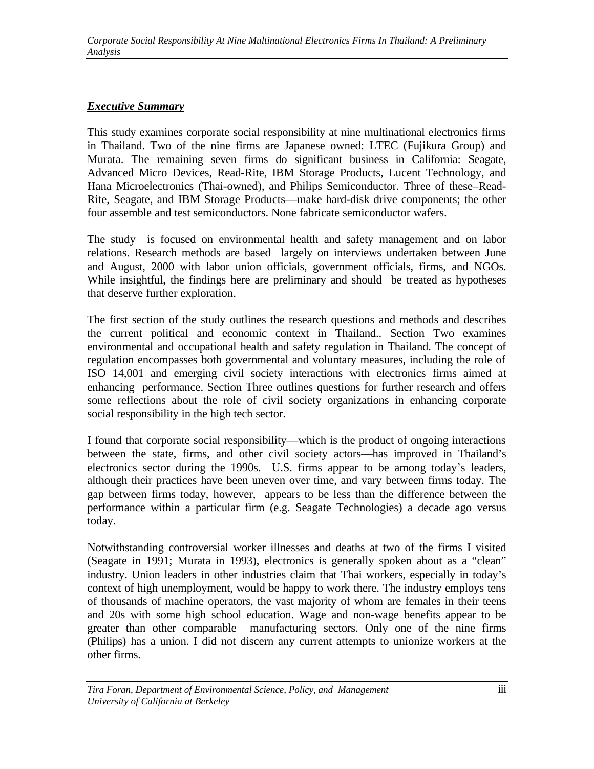***Executive Summary***

This study examines corporate social responsibility at nine multinational electronics firms in Thailand. Two of the nine firms are Japanese owned: LTEC (Fujikura Group) and Murata. The remaining seven firms do significant business in California: Seagate, Advanced Micro Devices, Read-Rite, IBM Storage Products, Lucent Technology, and Hana Microelectronics (Thai-owned), and Philips Semiconductor. Three of these–Read-Rite, Seagate, and IBM Storage Products—make hard-disk drive components; the other four assemble and test semiconductors. None fabricate semiconductor wafers.

The study is focused on environmental health and safety management and on labor relations. Research methods are based largely on interviews undertaken between June and August, 2000 with labor union officials, government officials, firms, and NGOs. While insightful, the findings here are preliminary and should be treated as hypotheses that deserve further exploration.

The first section of the study outlines the research questions and methods and describes the current political and economic context in Thailand.. Section Two examines environmental and occupational health and safety regulation in Thailand. The concept of regulation encompasses both governmental and voluntary measures, including the role of ISO 14,001 and emerging civil society interactions with electronics firms aimed at enhancing performance. Section Three outlines questions for further research and offers some reflections about the role of civil society organizations in enhancing corporate social responsibility in the high tech sector.

I found that corporate social responsibility—which is the product of ongoing interactions between the state, firms, and other civil society actors—has improved in Thailand's electronics sector during the 1990s. U.S. firms appear to be among today's leaders, although their practices have been uneven over time, and vary between firms today. The gap between firms today, however, appears to be less than the difference between the performance within a particular firm (e.g. Seagate Technologies) a decade ago versus today.

Notwithstanding controversial worker illnesses and deaths at two of the firms I visited (Seagate in 1991; Murata in 1993), electronics is generally spoken about as a "clean" industry. Union leaders in other industries claim that Thai workers, especially in today's context of high unemployment, would be happy to work there. The industry employs tens of thousands of machine operators, the vast majority of whom are females in their teens and 20s with some high school education. Wage and non-wage benefits appear to be greater than other comparable manufacturing sectors. Only one of the nine firms (Philips) has a union. I did not discern any current attempts to unionize workers at the other firms.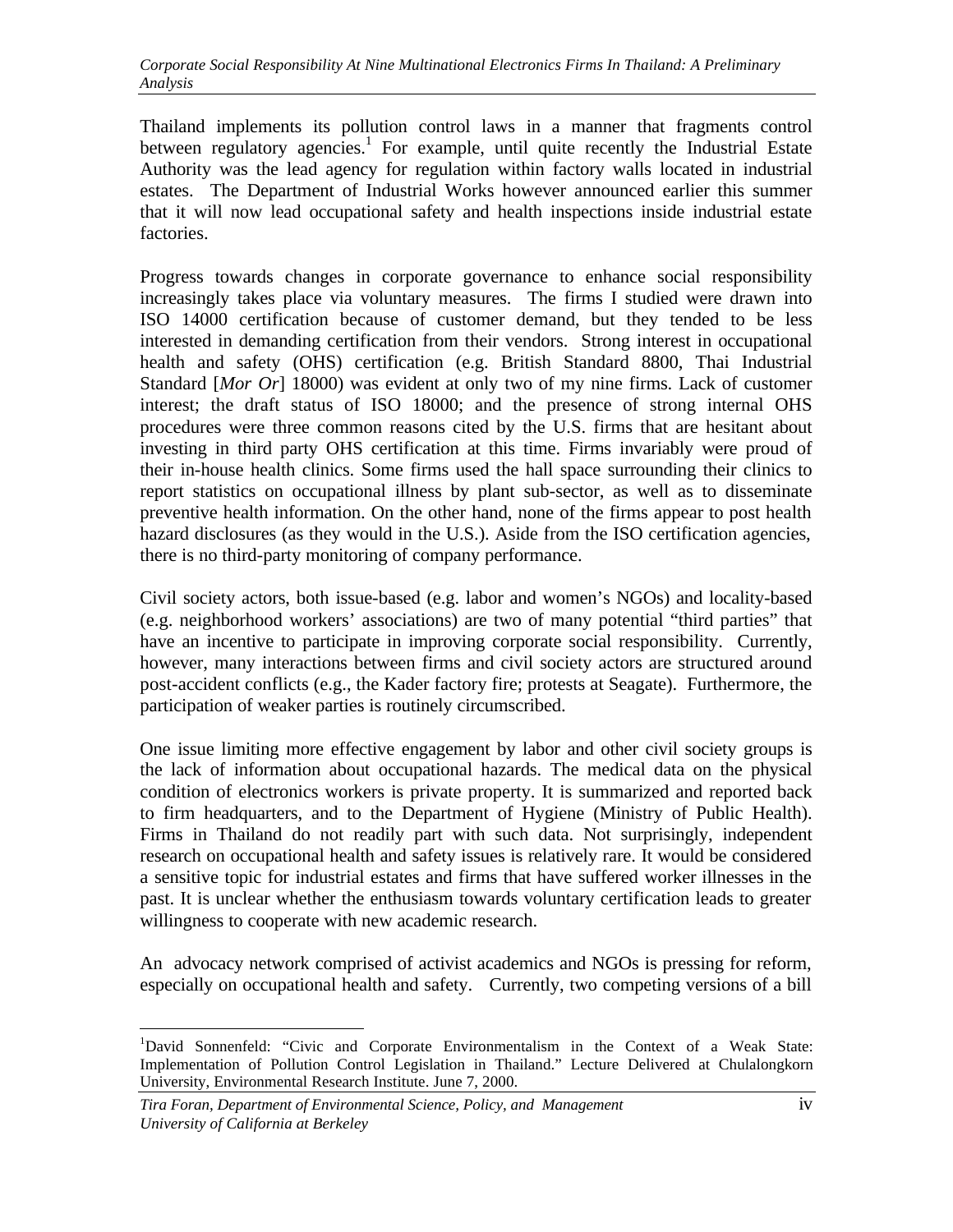Thailand implements its pollution control laws in a manner that fragments control between regulatory agencies.[1] For example, until quite recently the Industrial Estate Authority was the lead agency for regulation within factory walls located in industrial estates. The Department of Industrial Works however announced earlier this summer that it will now lead occupational safety and health inspections inside industrial estate factories.

Progress towards changes in corporate governance to enhance social responsibility increasingly takes place via voluntary measures. The firms I studied were drawn into ISO 14000 certification because of customer demand, but they tended to be less interested in demanding certification from their vendors. Strong interest in occupational health and safety (OHS) certification (e.g. British Standard 8800, Thai Industrial Standard [*Mor Or*] 18000) was evident at only two of my nine firms. Lack of customer interest; the draft status of ISO 18000; and the presence of strong internal OHS procedures were three common reasons cited by the U.S. firms that are hesitant about investing in third party OHS certification at this time. Firms invariably were proud of their in-house health clinics. Some firms used the hall space surrounding their clinics to report statistics on occupational illness by plant sub-sector, as well as to disseminate preventive health information. On the other hand, none of the firms appear to post health hazard disclosures (as they would in the U.S.). Aside from the ISO certification agencies, there is no third-party monitoring of company performance.

Civil society actors, both issue-based (e.g. labor and women's NGOs) and locality-based (e.g. neighborhood workers' associations) are two of many potential "third parties" that have an incentive to participate in improving corporate social responsibility. Currently, however, many interactions between firms and civil society actors are structured around post-accident conflicts (e.g., the Kader factory fire; protests at Seagate). Furthermore, the participation of weaker parties is routinely circumscribed.

One issue limiting more effective engagement by labor and other civil society groups is the lack of information about occupational hazards. The medical data on the physical condition of electronics workers is private property. It is summarized and reported back to firm headquarters, and to the Department of Hygiene (Ministry of Public Health). Firms in Thailand do not readily part with such data. Not surprisingly, independent research on occupational health and safety issues is relatively rare. It would be considered a sensitive topic for industrial estates and firms that have suffered worker illnesses in the past. It is unclear whether the enthusiasm towards voluntary certification leads to greater willingness to cooperate with new academic research.

An advocacy network comprised of activist academics and NGOs is pressing for reform, especially on occupational health and safety. Currently, two competing versions of a bill

[1] David Sonnenfeld: "Civic and Corporate Environmentalism in the Context of a Weak State: Implementation of Pollution Control Legislation in Thailand." Lecture Delivered at Chulalongkorn University, Environmental Research Institute. June 7, 2000.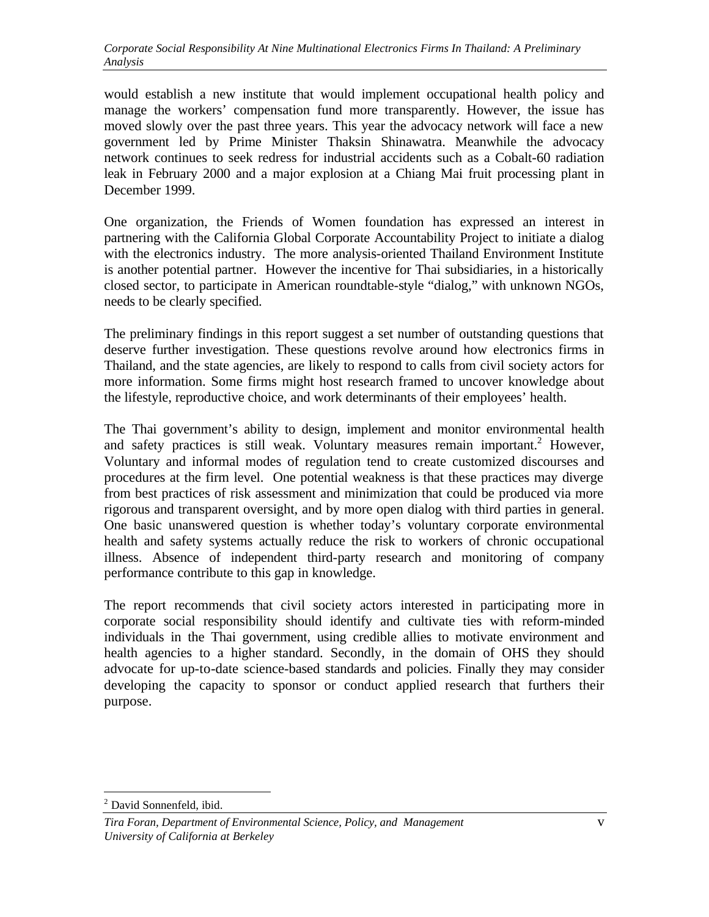would establish a new institute that would implement occupational health policy and manage the workers' compensation fund more transparently. However, the issue has moved slowly over the past three years. This year the advocacy network will face a new government led by Prime Minister Thaksin Shinawatra. Meanwhile the advocacy network continues to seek redress for industrial accidents such as a Cobalt-60 radiation leak in February 2000 and a major explosion at a Chiang Mai fruit processing plant in December 1999.

One organization, the Friends of Women foundation has expressed an interest in partnering with the California Global Corporate Accountability Project to initiate a dialog with the electronics industry. The more analysis-oriented Thailand Environment Institute is another potential partner. However the incentive for Thai subsidiaries, in a historically closed sector, to participate in American roundtable-style "dialog," with unknown NGOs, needs to be clearly specified.

The preliminary findings in this report suggest a set number of outstanding questions that deserve further investigation. These questions revolve around how electronics firms in Thailand, and the state agencies, are likely to respond to calls from civil society actors for more information. Some firms might host research framed to uncover knowledge about the lifestyle, reproductive choice, and work determinants of their employees' health.

The Thai government's ability to design, implement and monitor environmental health and safety practices is still weak. Voluntary measures remain important.[2] However, Voluntary and informal modes of regulation tend to create customized discourses and procedures at the firm level. One potential weakness is that these practices may diverge from best practices of risk assessment and minimization that could be produced via more rigorous and transparent oversight, and by more open dialog with third parties in general. One basic unanswered question is whether today's voluntary corporate environmental health and safety systems actually reduce the risk to workers of chronic occupational illness. Absence of independent third-party research and monitoring of company performance contribute to this gap in knowledge.

The report recommends that civil society actors interested in participating more in corporate social responsibility should identify and cultivate ties with reform-minded individuals in the Thai government, using credible allies to motivate environment and health agencies to a higher standard. Secondly, in the domain of OHS they should advocate for up-to-date science-based standards and policies. Finally they may consider developing the capacity to sponsor or conduct applied research that furthers their purpose.

[2] David Sonnenfeld, ibid.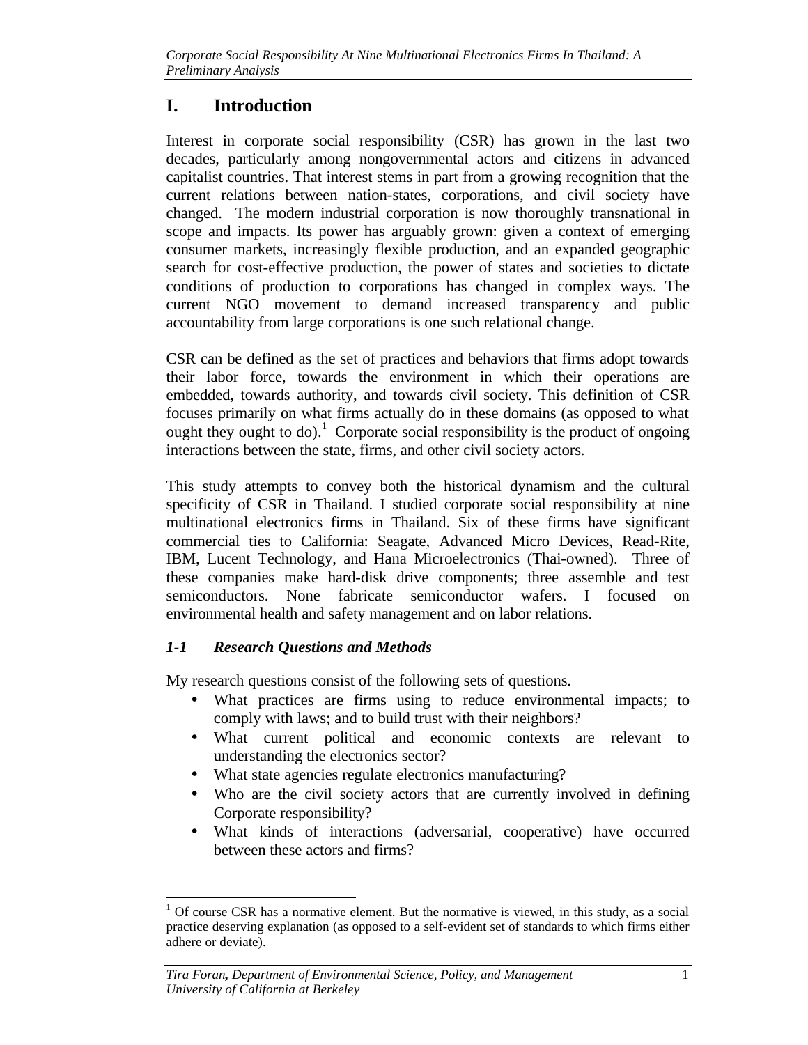# I. Introduction

Interest in corporate social responsibility (CSR) has grown in the last two decades, particularly among nongovernmental actors and citizens in advanced capitalist countries. That interest stems in part from a growing recognition that the current relations between nation-states, corporations, and civil society have changed. The modern industrial corporation is now thoroughly transnational in scope and impacts. Its power has arguably grown: given a context of emerging consumer markets, increasingly flexible production, and an expanded geographic search for cost-effective production, the power of states and societies to dictate conditions of production to corporations has changed in complex ways. The current NGO movement to demand increased transparency and public accountability from large corporations is one such relational change.

CSR can be defined as the set of practices and behaviors that firms adopt towards their labor force, towards the environment in which their operations are embedded, towards authority, and towards civil society. This definition of CSR focuses primarily on what firms actually do in these domains (as opposed to what ought they ought to do).[1] Corporate social responsibility is the product of ongoing interactions between the state, firms, and other civil society actors.

This study attempts to convey both the historical dynamism and the cultural specificity of CSR in Thailand. I studied corporate social responsibility at nine multinational electronics firms in Thailand. Six of these firms have significant commercial ties to California: Seagate, Advanced Micro Devices, Read-Rite, IBM, Lucent Technology, and Hana Microelectronics (Thai-owned). Three of these companies make hard-disk drive components; three assemble and test semiconductors. None fabricate semiconductor wafers. I focused on environmental health and safety management and on labor relations.

## *1-1 Research Questions and Methods*

My research questions consist of the following sets of questions.

- What practices are firms using to reduce environmental impacts; to comply with laws; and to build trust with their neighbors?
- What current political and economic contexts are relevant to understanding the electronics sector?
- What state agencies regulate electronics manufacturing?
- Who are the civil society actors that are currently involved in defining Corporate responsibility?
- What kinds of interactions (adversarial, cooperative) have occurred between these actors and firms?

[1] Of course CSR has a normative element. But the normative is viewed, in this study, as a social practice deserving explanation (as opposed to a self-evident set of standards to which firms either adhere or deviate).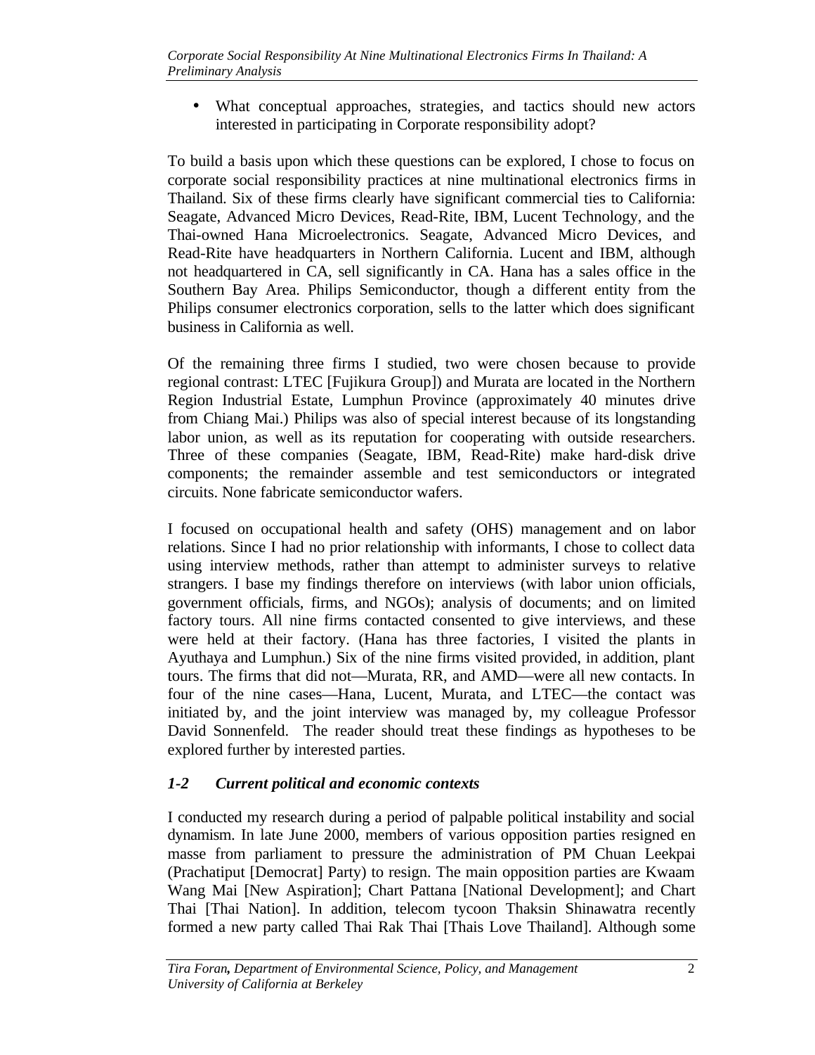- What conceptual approaches, strategies, and tactics should new actors interested in participating in Corporate responsibility adopt?

To build a basis upon which these questions can be explored, I chose to focus on corporate social responsibility practices at nine multinational electronics firms in Thailand. Six of these firms clearly have significant commercial ties to California: Seagate, Advanced Micro Devices, Read-Rite, IBM, Lucent Technology, and the Thai-owned Hana Microelectronics. Seagate, Advanced Micro Devices, and Read-Rite have headquarters in Northern California. Lucent and IBM, although not headquartered in CA, sell significantly in CA. Hana has a sales office in the Southern Bay Area. Philips Semiconductor, though a different entity from the Philips consumer electronics corporation, sells to the latter which does significant business in California as well.

Of the remaining three firms I studied, two were chosen because to provide regional contrast: LTEC [Fujikura Group]) and Murata are located in the Northern Region Industrial Estate, Lumphun Province (approximately 40 minutes drive from Chiang Mai.) Philips was also of special interest because of its longstanding labor union, as well as its reputation for cooperating with outside researchers. Three of these companies (Seagate, IBM, Read-Rite) make hard-disk drive components; the remainder assemble and test semiconductors or integrated circuits. None fabricate semiconductor wafers.

I focused on occupational health and safety (OHS) management and on labor relations. Since I had no prior relationship with informants, I chose to collect data using interview methods, rather than attempt to administer surveys to relative strangers. I base my findings therefore on interviews (with labor union officials, government officials, firms, and NGOs); analysis of documents; and on limited factory tours. All nine firms contacted consented to give interviews, and these were held at their factory. (Hana has three factories, I visited the plants in Ayuthaya and Lumphun.) Six of the nine firms visited provided, in addition, plant tours. The firms that did not—Murata, RR, and AMD—were all new contacts. In four of the nine cases—Hana, Lucent, Murata, and LTEC—the contact was initiated by, and the joint interview was managed by, my colleague Professor David Sonnenfeld. The reader should treat these findings as hypotheses to be explored further by interested parties.

### *1-2 Current political and economic contexts*

I conducted my research during a period of palpable political instability and social dynamism. In late June 2000, members of various opposition parties resigned en masse from parliament to pressure the administration of PM Chuan Leekpai (Prachatiput [Democrat] Party) to resign. The main opposition parties are Kwaam Wang Mai [New Aspiration]; Chart Pattana [National Development]; and Chart Thai [Thai Nation]. In addition, telecom tycoon Thaksin Shinawatra recently formed a new party called Thai Rak Thai [Thais Love Thailand]. Although some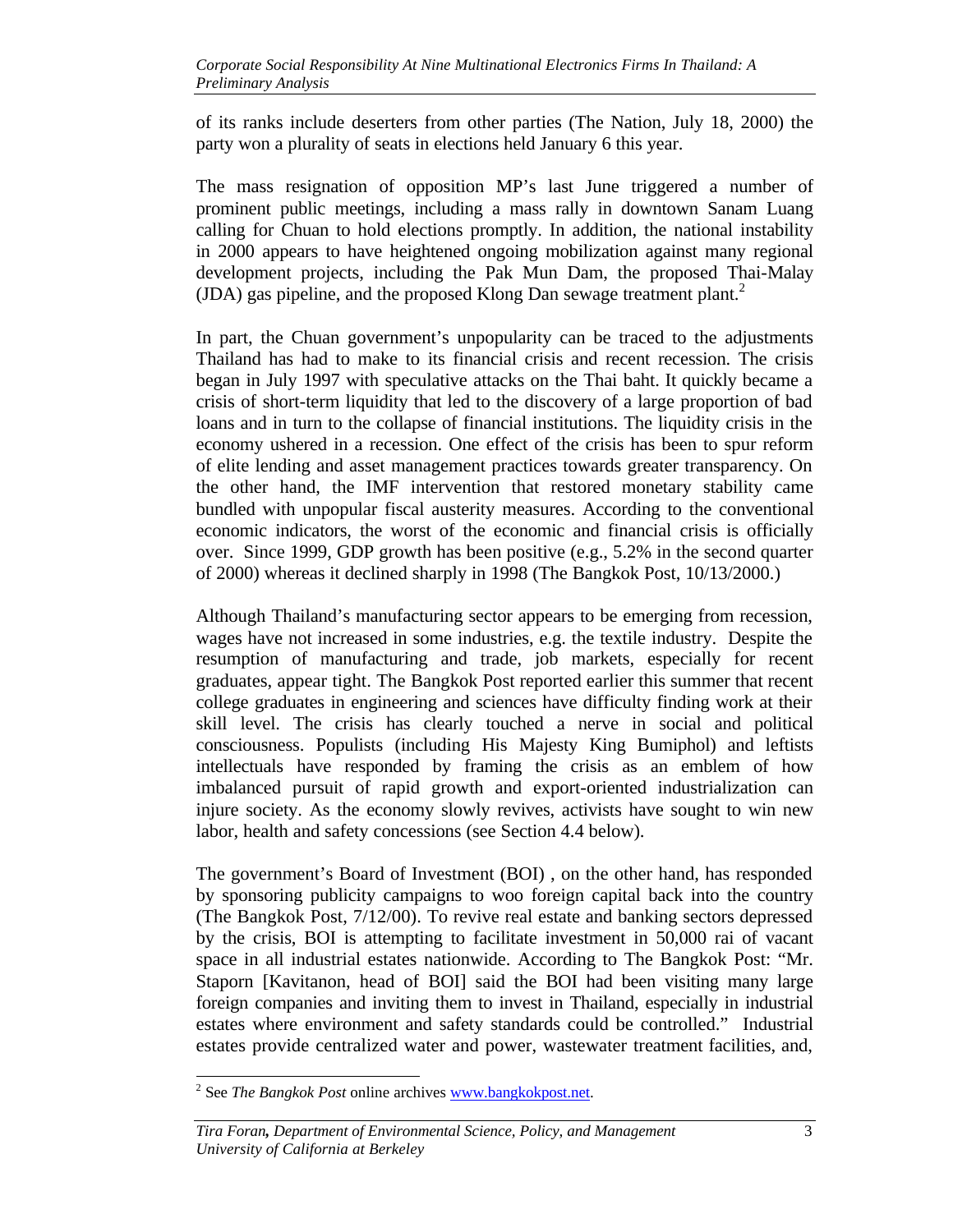of its ranks include deserters from other parties (The Nation, July 18, 2000) the party won a plurality of seats in elections held January 6 this year.

The mass resignation of opposition MP's last June triggered a number of prominent public meetings, including a mass rally in downtown Sanam Luang calling for Chuan to hold elections promptly. In addition, the national instability in 2000 appears to have heightened ongoing mobilization against many regional development projects, including the Pak Mun Dam, the proposed Thai-Malay (JDA) gas pipeline, and the proposed Klong Dan sewage treatment plant.[2]

In part, the Chuan government's unpopularity can be traced to the adjustments Thailand has had to make to its financial crisis and recent recession. The crisis began in July 1997 with speculative attacks on the Thai baht. It quickly became a crisis of short-term liquidity that led to the discovery of a large proportion of bad loans and in turn to the collapse of financial institutions. The liquidity crisis in the economy ushered in a recession. One effect of the crisis has been to spur reform of elite lending and asset management practices towards greater transparency. On the other hand, the IMF intervention that restored monetary stability came bundled with unpopular fiscal austerity measures. According to the conventional economic indicators, the worst of the economic and financial crisis is officially over. Since 1999, GDP growth has been positive (e.g., 5.2% in the second quarter of 2000) whereas it declined sharply in 1998 (The Bangkok Post, 10/13/2000.)

Although Thailand's manufacturing sector appears to be emerging from recession, wages have not increased in some industries, e.g. the textile industry. Despite the resumption of manufacturing and trade, job markets, especially for recent graduates, appear tight. The Bangkok Post reported earlier this summer that recent college graduates in engineering and sciences have difficulty finding work at their skill level. The crisis has clearly touched a nerve in social and political consciousness. Populists (including His Majesty King Bumiphol) and leftists intellectuals have responded by framing the crisis as an emblem of how imbalanced pursuit of rapid growth and export-oriented industrialization can injure society. As the economy slowly revives, activists have sought to win new labor, health and safety concessions (see Section 4.4 below).

The government's Board of Investment (BOI) , on the other hand, has responded by sponsoring publicity campaigns to woo foreign capital back into the country (The Bangkok Post, 7/12/00). To revive real estate and banking sectors depressed by the crisis, BOI is attempting to facilitate investment in 50,000 rai of vacant space in all industrial estates nationwide. According to The Bangkok Post: "Mr. Staporn [Kavitanon, head of BOI] said the BOI had been visiting many large foreign companies and inviting them to invest in Thailand, especially in industrial estates where environment and safety standards could be controlled." Industrial estates provide centralized water and power, wastewater treatment facilities, and,

[2] See *The Bangkok Post* online archives www.bangkokpost.net.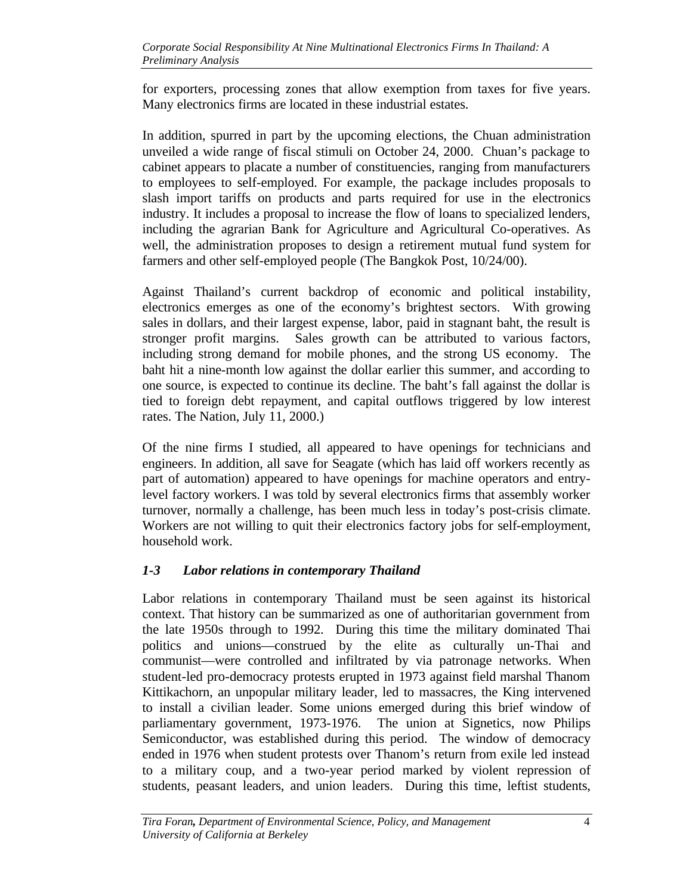for exporters, processing zones that allow exemption from taxes for five years. Many electronics firms are located in these industrial estates.

In addition, spurred in part by the upcoming elections, the Chuan administration unveiled a wide range of fiscal stimuli on October 24, 2000. Chuan's package to cabinet appears to placate a number of constituencies, ranging from manufacturers to employees to self-employed. For example, the package includes proposals to slash import tariffs on products and parts required for use in the electronics industry. It includes a proposal to increase the flow of loans to specialized lenders, including the agrarian Bank for Agriculture and Agricultural Co-operatives. As well, the administration proposes to design a retirement mutual fund system for farmers and other self-employed people (The Bangkok Post, 10/24/00).

Against Thailand's current backdrop of economic and political instability, electronics emerges as one of the economy's brightest sectors. With growing sales in dollars, and their largest expense, labor, paid in stagnant baht, the result is stronger profit margins. Sales growth can be attributed to various factors, including strong demand for mobile phones, and the strong US economy. The baht hit a nine-month low against the dollar earlier this summer, and according to one source, is expected to continue its decline. The baht's fall against the dollar is tied to foreign debt repayment, and capital outflows triggered by low interest rates. The Nation, July 11, 2000.)

Of the nine firms I studied, all appeared to have openings for technicians and engineers. In addition, all save for Seagate (which has laid off workers recently as part of automation) appeared to have openings for machine operators and entry-level factory workers. I was told by several electronics firms that assembly worker turnover, normally a challenge, has been much less in today's post-crisis climate. Workers are not willing to quit their electronics factory jobs for self-employment, household work.

### *1-3 Labor relations in contemporary Thailand*

Labor relations in contemporary Thailand must be seen against its historical context. That history can be summarized as one of authoritarian government from the late 1950s through to 1992. During this time the military dominated Thai politics and unions—construed by the elite as culturally un-Thai and communist—were controlled and infiltrated by via patronage networks. When student-led pro-democracy protests erupted in 1973 against field marshal Thanom Kittikachorn, an unpopular military leader, led to massacres, the King intervened to install a civilian leader. Some unions emerged during this brief window of parliamentary government, 1973-1976. The union at Signetics, now Philips Semiconductor, was established during this period. The window of democracy ended in 1976 when student protests over Thanom's return from exile led instead to a military coup, and a two-year period marked by violent repression of students, peasant leaders, and union leaders. During this time, leftist students,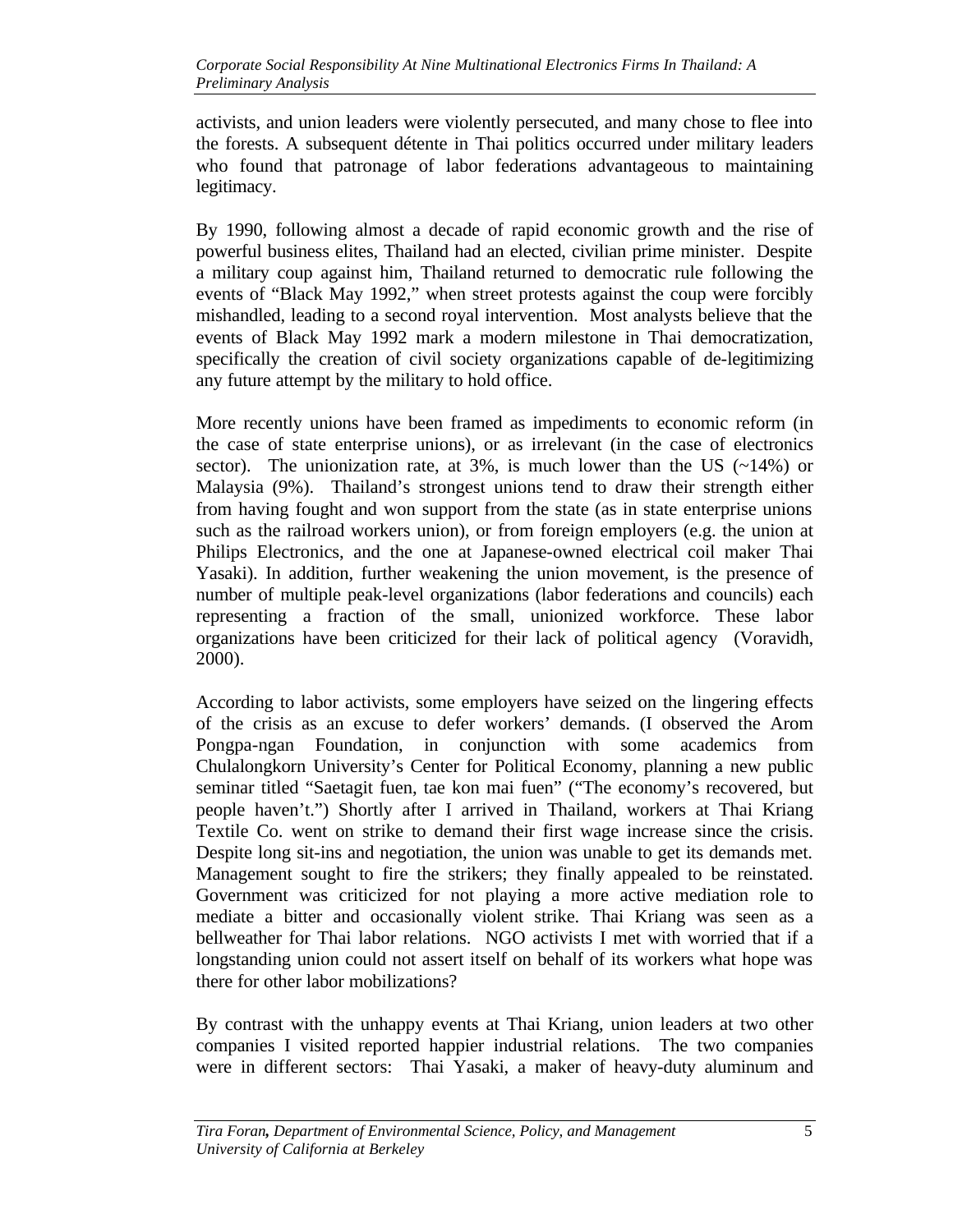activists, and union leaders were violently persecuted, and many chose to flee into the forests. A subsequent détente in Thai politics occurred under military leaders who found that patronage of labor federations advantageous to maintaining legitimacy.

By 1990, following almost a decade of rapid economic growth and the rise of powerful business elites, Thailand had an elected, civilian prime minister. Despite a military coup against him, Thailand returned to democratic rule following the events of "Black May 1992," when street protests against the coup were forcibly mishandled, leading to a second royal intervention. Most analysts believe that the events of Black May 1992 mark a modern milestone in Thai democratization, specifically the creation of civil society organizations capable of de-legitimizing any future attempt by the military to hold office.

More recently unions have been framed as impediments to economic reform (in the case of state enterprise unions), or as irrelevant (in the case of electronics sector). The unionization rate, at 3%, is much lower than the US (~14%) or Malaysia (9%). Thailand's strongest unions tend to draw their strength either from having fought and won support from the state (as in state enterprise unions such as the railroad workers union), or from foreign employers (e.g. the union at Philips Electronics, and the one at Japanese-owned electrical coil maker Thai Yasaki). In addition, further weakening the union movement, is the presence of number of multiple peak-level organizations (labor federations and councils) each representing a fraction of the small, unionized workforce. These labor organizations have been criticized for their lack of political agency (Voravidh, 2000).

According to labor activists, some employers have seized on the lingering effects of the crisis as an excuse to defer workers' demands. (I observed the Arom Pongpa-ngan Foundation, in conjunction with some academics from Chulalongkorn University's Center for Political Economy, planning a new public seminar titled "Saetagit fuen, tae kon mai fuen" ("The economy's recovered, but people haven't.") Shortly after I arrived in Thailand, workers at Thai Kriang Textile Co. went on strike to demand their first wage increase since the crisis. Despite long sit-ins and negotiation, the union was unable to get its demands met. Management sought to fire the strikers; they finally appealed to be reinstated. Government was criticized for not playing a more active mediation role to mediate a bitter and occasionally violent strike. Thai Kriang was seen as a bellweather for Thai labor relations. NGO activists I met with worried that if a longstanding union could not assert itself on behalf of its workers what hope was there for other labor mobilizations?

By contrast with the unhappy events at Thai Kriang, union leaders at two other companies I visited reported happier industrial relations. The two companies were in different sectors: Thai Yasaki, a maker of heavy-duty aluminum and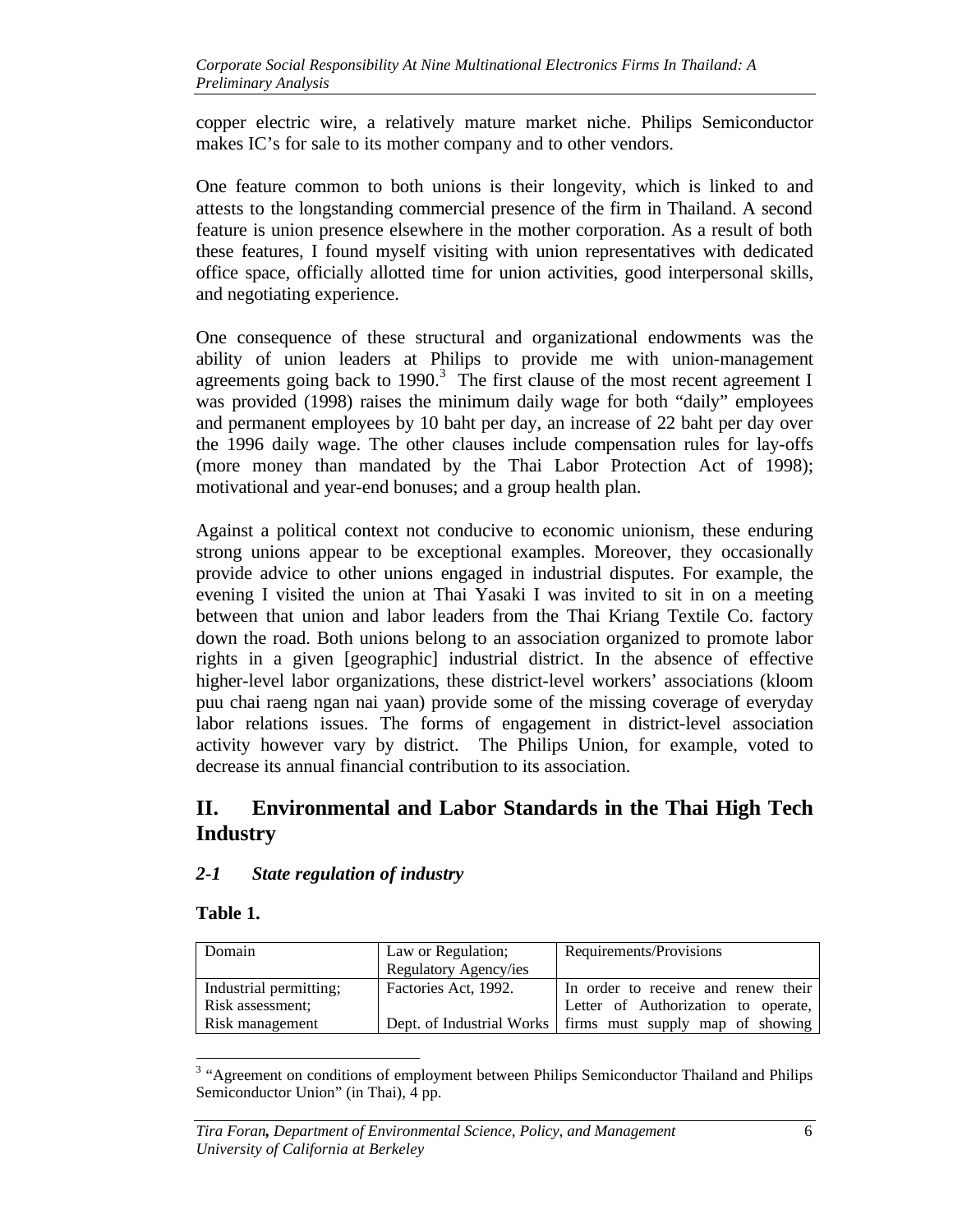copper electric wire, a relatively mature market niche. Philips Semiconductor makes IC's for sale to its mother company and to other vendors.

One feature common to both unions is their longevity, which is linked to and attests to the longstanding commercial presence of the firm in Thailand. A second feature is union presence elsewhere in the mother corporation. As a result of both these features, I found myself visiting with union representatives with dedicated office space, officially allotted time for union activities, good interpersonal skills, and negotiating experience.

One consequence of these structural and organizational endowments was the ability of union leaders at Philips to provide me with union-management agreements going back to 1990.[3] The first clause of the most recent agreement I was provided (1998) raises the minimum daily wage for both "daily" employees and permanent employees by 10 baht per day, an increase of 22 baht per day over the 1996 daily wage. The other clauses include compensation rules for lay-offs (more money than mandated by the Thai Labor Protection Act of 1998); motivational and year-end bonuses; and a group health plan.

Against a political context not conducive to economic unionism, these enduring strong unions appear to be exceptional examples. Moreover, they occasionally provide advice to other unions engaged in industrial disputes. For example, the evening I visited the union at Thai Yasaki I was invited to sit in on a meeting between that union and labor leaders from the Thai Kriang Textile Co. factory down the road. Both unions belong to an association organized to promote labor rights in a given [geographic] industrial district. In the absence of effective higher-level labor organizations, these district-level workers' associations (kloom puu chai raeng ngan nai yaan) provide some of the missing coverage of everyday labor relations issues. The forms of engagement in district-level association activity however vary by district. The Philips Union, for example, voted to decrease its annual financial contribution to its association.

## II. Environmental and Labor Standards in the Thai High Tech Industry

### *2-1 State regulation of industry*

**Table 1.**

| Domain | Law or Regulation; Regulatory Agency/ies | Requirements/Provisions |
|---|---|---|
| Industrial permitting; Risk assessment; Risk management | Factories Act, 1992. Dept. of Industrial Works | In order to receive and renew their Letter of Authorization to operate, firms must supply map of showing |

[3] "Agreement on conditions of employment between Philips Semiconductor Thailand and Philips Semiconductor Union" (in Thai), 4 pp.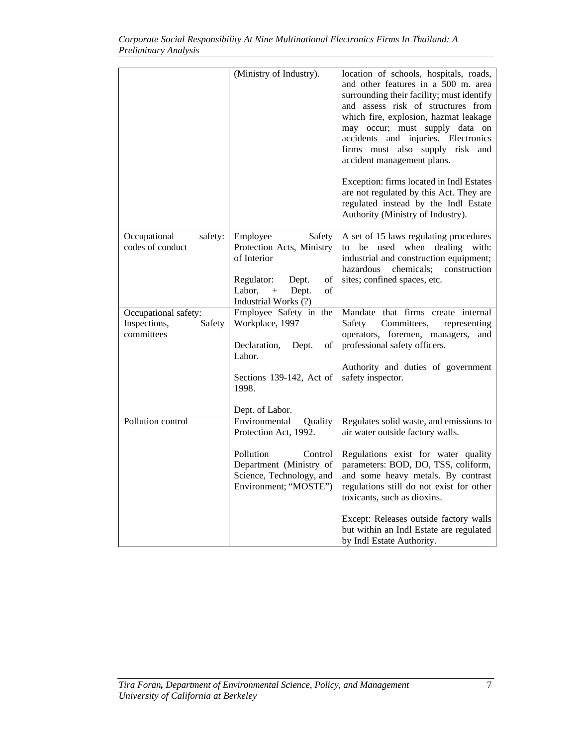|  |  |  |
|---|---|---|
|  | (Ministry of Industry). | location of schools, hospitals, roads, and other features in a 500 m. area surrounding their facility; must identify and assess risk of structures from which fire, explosion, hazmat leakage may occur; must supply data on accidents and injuries. Electronics firms must also supply risk and accident management plans.<br><br>Exception: firms located in Indl Estates are not regulated by this Act. They are regulated instead by the Indl Estate Authority (Ministry of Industry). |
| Occupational safety: codes of conduct | Employee Safety Protection Acts, Ministry of Interior<br><br>Regulator: Dept. of Labor, + Dept. of Industrial Works (?) | A set of 15 laws regulating procedures to be used when dealing with: industrial and construction equipment; hazardous chemicals; construction sites; confined spaces, etc. |
| Occupational safety: Inspections, Safety committees | Employee Safety in the Workplace, 1997<br><br>Declaration, Dept. of Labor.<br><br>Sections 139-142, Act of 1998.<br><br>Dept. of Labor. | Mandate that firms create internal Safety Committees, representing operators, foremen, managers, and professional safety officers.<br><br>Authority and duties of government safety inspector. |
| Pollution control | Environmental Quality Protection Act, 1992.<br><br>Pollution Control Department (Ministry of Science, Technology, and Environment; "MOSTE") | Regulates solid waste, and emissions to air water outside factory walls.<br><br>Regulations exist for water quality parameters: BOD, DO, TSS, coliform, and some heavy metals. By contrast regulations still do not exist for other toxicants, such as dioxins.<br><br>Except: Releases outside factory walls but within an Indl Estate are regulated by Indl Estate Authority. |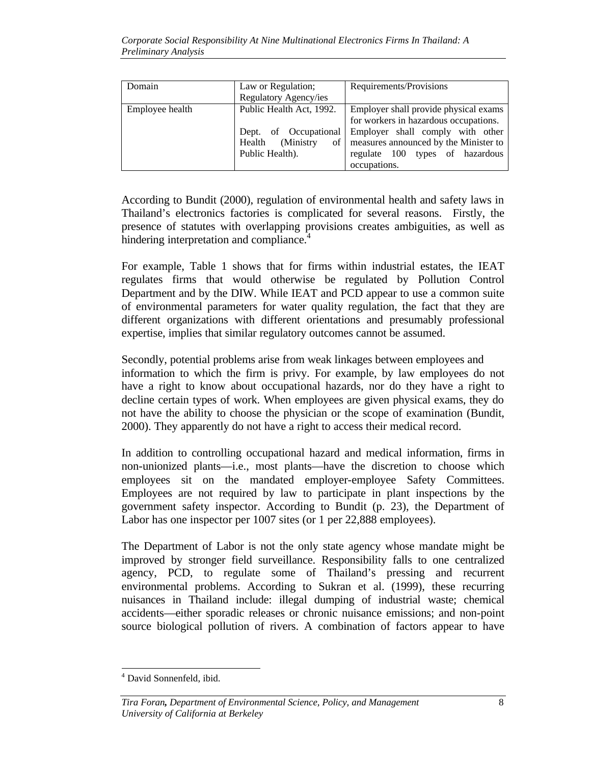| Domain | Law or Regulation; Regulatory Agency/ies | Requirements/Provisions |
|---|---|---|
| Employee health | Public Health Act, 1992. Dept. of Occupational Health (Ministry of Public Health). | Employer shall provide physical exams for workers in hazardous occupations. Employer shall comply with other measures announced by the Minister to regulate 100 types of hazardous occupations. |

According to Bundit (2000), regulation of environmental health and safety laws in Thailand's electronics factories is complicated for several reasons. Firstly, the presence of statutes with overlapping provisions creates ambiguities, as well as hindering interpretation and compliance.[4]

For example, Table 1 shows that for firms within industrial estates, the IEAT regulates firms that would otherwise be regulated by Pollution Control Department and by the DIW. While IEAT and PCD appear to use a common suite of environmental parameters for water quality regulation, the fact that they are different organizations with different orientations and presumably professional expertise, implies that similar regulatory outcomes cannot be assumed.

Secondly, potential problems arise from weak linkages between employees and information to which the firm is privy. For example, by law employees do not have a right to know about occupational hazards, nor do they have a right to decline certain types of work. When employees are given physical exams, they do not have the ability to choose the physician or the scope of examination (Bundit, 2000). They apparently do not have a right to access their medical record.

In addition to controlling occupational hazard and medical information, firms in non-unionized plants—i.e., most plants—have the discretion to choose which employees sit on the mandated employer-employee Safety Committees. Employees are not required by law to participate in plant inspections by the government safety inspector. According to Bundit (p. 23), the Department of Labor has one inspector per 1007 sites (or 1 per 22,888 employees).

The Department of Labor is not the only state agency whose mandate might be improved by stronger field surveillance. Responsibility falls to one centralized agency, PCD, to regulate some of Thailand's pressing and recurrent environmental problems. According to Sukran et al. (1999), these recurring nuisances in Thailand include: illegal dumping of industrial waste; chemical accidents—either sporadic releases or chronic nuisance emissions; and non-point source biological pollution of rivers. A combination of factors appear to have

[4] David Sonnenfeld, ibid.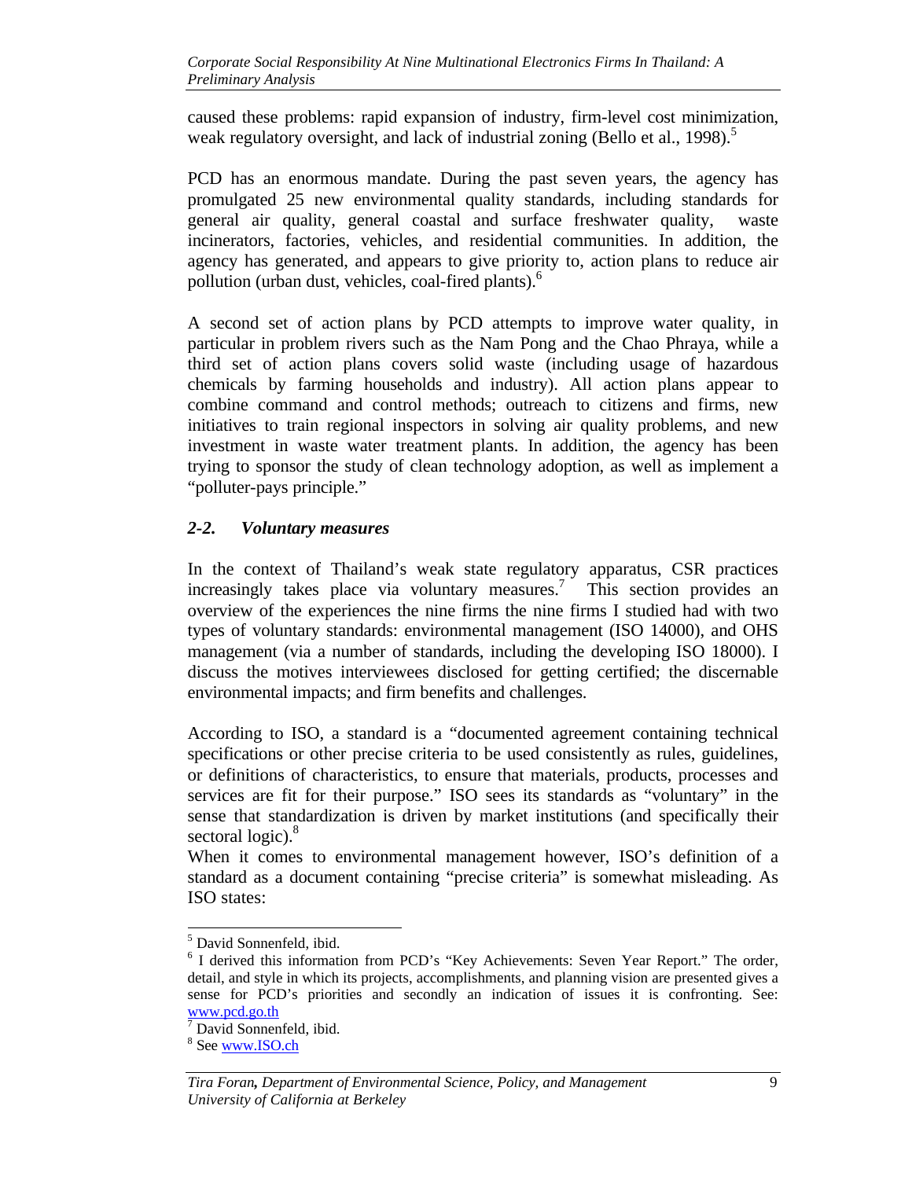caused these problems: rapid expansion of industry, firm-level cost minimization, weak regulatory oversight, and lack of industrial zoning (Bello et al., 1998).[5]

PCD has an enormous mandate. During the past seven years, the agency has promulgated 25 new environmental quality standards, including standards for general air quality, general coastal and surface freshwater quality, waste incinerators, factories, vehicles, and residential communities. In addition, the agency has generated, and appears to give priority to, action plans to reduce air pollution (urban dust, vehicles, coal-fired plants).[6]

A second set of action plans by PCD attempts to improve water quality, in particular in problem rivers such as the Nam Pong and the Chao Phraya, while a third set of action plans covers solid waste (including usage of hazardous chemicals by farming households and industry). All action plans appear to combine command and control methods; outreach to citizens and firms, new initiatives to train regional inspectors in solving air quality problems, and new investment in waste water treatment plants. In addition, the agency has been trying to sponsor the study of clean technology adoption, as well as implement a "polluter-pays principle."

### *2-2. Voluntary measures*

In the context of Thailand's weak state regulatory apparatus, CSR practices increasingly takes place via voluntary measures.[7] This section provides an overview of the experiences the nine firms the nine firms I studied had with two types of voluntary standards: environmental management (ISO 14000), and OHS management (via a number of standards, including the developing ISO 18000). I discuss the motives interviewees disclosed for getting certified; the discernable environmental impacts; and firm benefits and challenges.

According to ISO, a standard is a "documented agreement containing technical specifications or other precise criteria to be used consistently as rules, guidelines, or definitions of characteristics, to ensure that materials, products, processes and services are fit for their purpose." ISO sees its standards as "voluntary" in the sense that standardization is driven by market institutions (and specifically their sectoral logic).[8]

When it comes to environmental management however, ISO's definition of a standard as a document containing "precise criteria" is somewhat misleading. As ISO states:

---

[5] David Sonnenfeld, ibid.

[6] I derived this information from PCD's "Key Achievements: Seven Year Report." The order, detail, and style in which its projects, accomplishments, and planning vision are presented gives a sense for PCD's priorities and secondly an indication of issues it is confronting. See: www.pcd.go.th

[7] David Sonnenfeld, ibid.

[8] See www.ISO.ch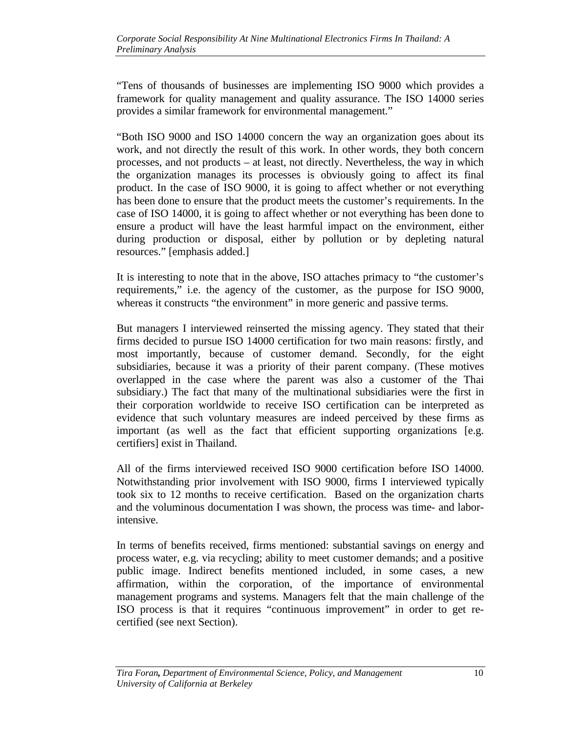"Tens of thousands of businesses are implementing ISO 9000 which provides a framework for quality management and quality assurance. The ISO 14000 series provides a similar framework for environmental management."

"Both ISO 9000 and ISO 14000 concern the way an organization goes about its work, and not directly the result of this work. In other words, they both concern processes, and not products – at least, not directly. Nevertheless, the way in which the organization manages its processes is obviously going to affect its final product. In the case of ISO 9000, it is going to affect whether or not everything has been done to ensure that the product meets the customer's requirements. In the case of ISO 14000, it is going to affect whether or not everything has been done to ensure a product will have the least harmful impact on the environment, either during production or disposal, either by pollution or by depleting natural resources." [emphasis added.]

It is interesting to note that in the above, ISO attaches primacy to "the customer's requirements," i.e. the agency of the customer, as the purpose for ISO 9000, whereas it constructs "the environment" in more generic and passive terms.

But managers I interviewed reinserted the missing agency. They stated that their firms decided to pursue ISO 14000 certification for two main reasons: firstly, and most importantly, because of customer demand. Secondly, for the eight subsidiaries, because it was a priority of their parent company. (These motives overlapped in the case where the parent was also a customer of the Thai subsidiary.) The fact that many of the multinational subsidiaries were the first in their corporation worldwide to receive ISO certification can be interpreted as evidence that such voluntary measures are indeed perceived by these firms as important (as well as the fact that efficient supporting organizations [e.g. certifiers] exist in Thailand.

All of the firms interviewed received ISO 9000 certification before ISO 14000. Notwithstanding prior involvement with ISO 9000, firms I interviewed typically took six to 12 months to receive certification. Based on the organization charts and the voluminous documentation I was shown, the process was time- and labor-intensive.

In terms of benefits received, firms mentioned: substantial savings on energy and process water, e.g. via recycling; ability to meet customer demands; and a positive public image. Indirect benefits mentioned included, in some cases, a new affirmation, within the corporation, of the importance of environmental management programs and systems. Managers felt that the main challenge of the ISO process is that it requires "continuous improvement" in order to get re-certified (see next Section).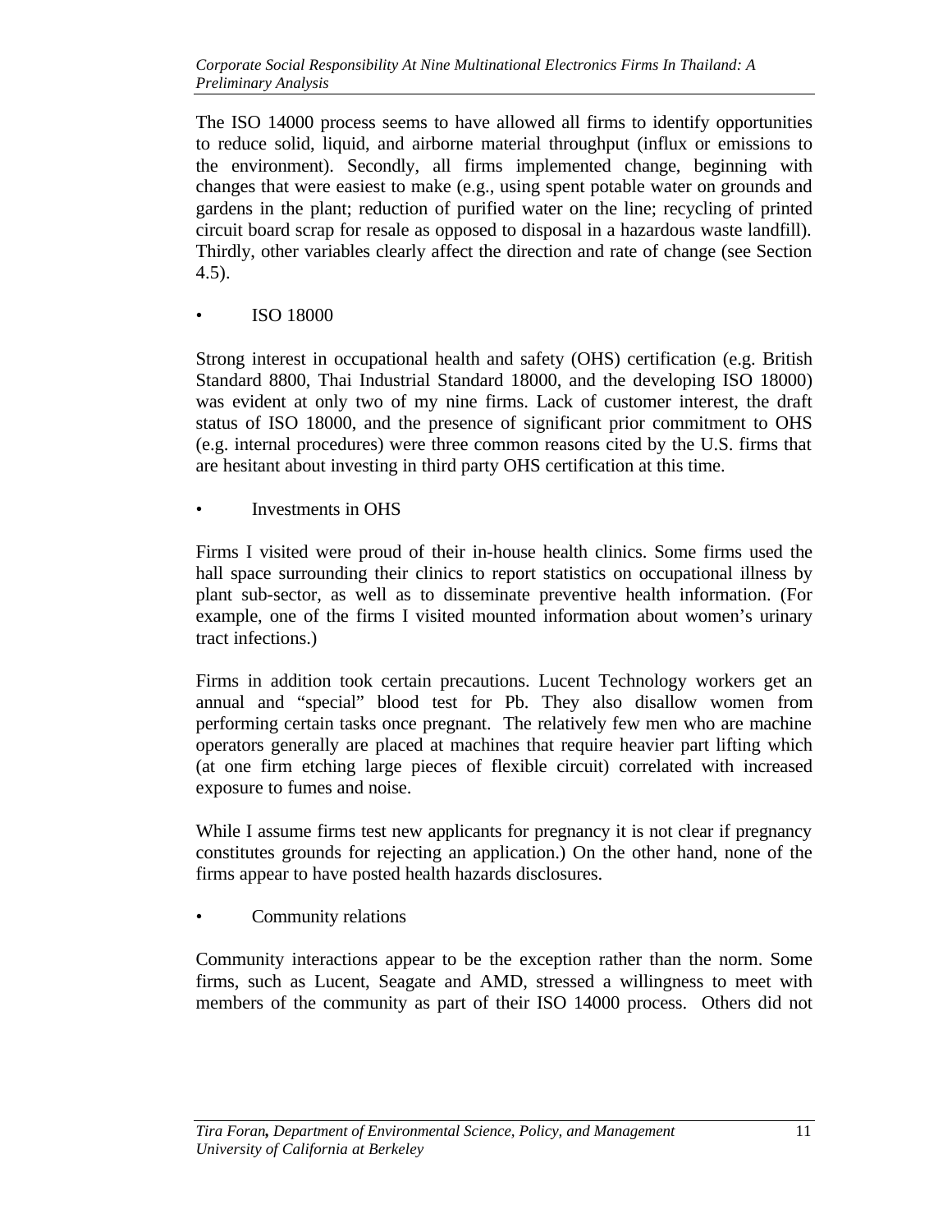The ISO 14000 process seems to have allowed all firms to identify opportunities to reduce solid, liquid, and airborne material throughput (influx or emissions to the environment). Secondly, all firms implemented change, beginning with changes that were easiest to make (e.g., using spent potable water on grounds and gardens in the plant; reduction of purified water on the line; recycling of printed circuit board scrap for resale as opposed to disposal in a hazardous waste landfill). Thirdly, other variables clearly affect the direction and rate of change (see Section 4.5).

- ISO 18000

Strong interest in occupational health and safety (OHS) certification (e.g. British Standard 8800, Thai Industrial Standard 18000, and the developing ISO 18000) was evident at only two of my nine firms. Lack of customer interest, the draft status of ISO 18000, and the presence of significant prior commitment to OHS (e.g. internal procedures) were three common reasons cited by the U.S. firms that are hesitant about investing in third party OHS certification at this time.

- Investments in OHS

Firms I visited were proud of their in-house health clinics. Some firms used the hall space surrounding their clinics to report statistics on occupational illness by plant sub-sector, as well as to disseminate preventive health information. (For example, one of the firms I visited mounted information about women's urinary tract infections.)

Firms in addition took certain precautions. Lucent Technology workers get an annual and "special" blood test for Pb. They also disallow women from performing certain tasks once pregnant. The relatively few men who are machine operators generally are placed at machines that require heavier part lifting which (at one firm etching large pieces of flexible circuit) correlated with increased exposure to fumes and noise.

While I assume firms test new applicants for pregnancy it is not clear if pregnancy constitutes grounds for rejecting an application.) On the other hand, none of the firms appear to have posted health hazards disclosures.

- Community relations

Community interactions appear to be the exception rather than the norm. Some firms, such as Lucent, Seagate and AMD, stressed a willingness to meet with members of the community as part of their ISO 14000 process. Others did not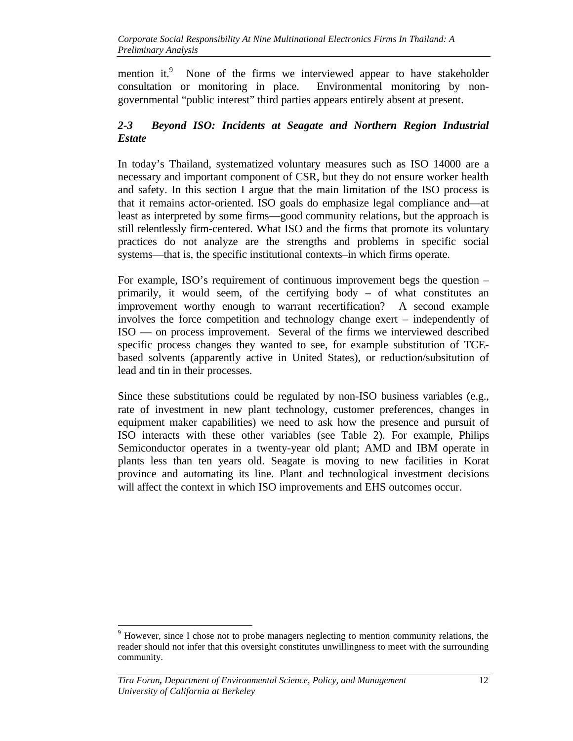mention it.[9] None of the firms we interviewed appear to have stakeholder consultation or monitoring in place. Environmental monitoring by non-governmental "public interest" third parties appears entirely absent at present.

### *2-3 Beyond ISO: Incidents at Seagate and Northern Region Industrial Estate*

In today's Thailand, systematized voluntary measures such as ISO 14000 are a necessary and important component of CSR, but they do not ensure worker health and safety. In this section I argue that the main limitation of the ISO process is that it remains actor-oriented. ISO goals do emphasize legal compliance and—at least as interpreted by some firms—good community relations, but the approach is still relentlessly firm-centered. What ISO and the firms that promote its voluntary practices do not analyze are the strengths and problems in specific social systems—that is, the specific institutional contexts–in which firms operate.

For example, ISO's requirement of continuous improvement begs the question – primarily, it would seem, of the certifying body – of what constitutes an improvement worthy enough to warrant recertification? A second example involves the force competition and technology change exert – independently of ISO — on process improvement. Several of the firms we interviewed described specific process changes they wanted to see, for example substitution of TCE-based solvents (apparently active in United States), or reduction/subsitution of lead and tin in their processes.

Since these substitutions could be regulated by non-ISO business variables (e.g., rate of investment in new plant technology, customer preferences, changes in equipment maker capabilities) we need to ask how the presence and pursuit of ISO interacts with these other variables (see Table 2). For example, Philips Semiconductor operates in a twenty-year old plant; AMD and IBM operate in plants less than ten years old. Seagate is moving to new facilities in Korat province and automating its line. Plant and technological investment decisions will affect the context in which ISO improvements and EHS outcomes occur.

[9] However, since I chose not to probe managers neglecting to mention community relations, the reader should not infer that this oversight constitutes unwillingness to meet with the surrounding community.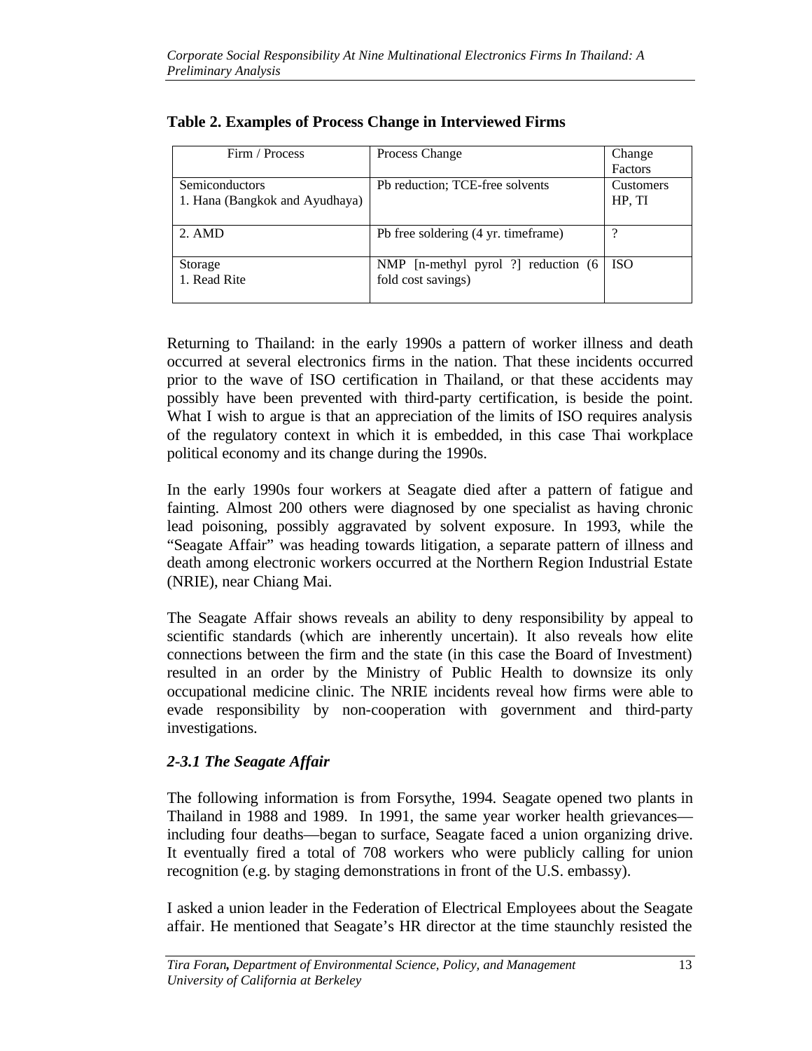**Table 2. Examples of Process Change in Interviewed Firms**

| Firm / Process | Process Change | Change Factors |
|---|---|---|
| Semiconductors<br>1. Hana (Bangkok and Ayudhaya) | Pb reduction; TCE-free solvents | Customers HP, TI |
| 2. AMD | Pb free soldering (4 yr. timeframe) | ? |
| Storage<br>1. Read Rite | NMP [n-methyl pyrol ?] reduction (6 fold cost savings) | ISO |

Returning to Thailand: in the early 1990s a pattern of worker illness and death occurred at several electronics firms in the nation. That these incidents occurred prior to the wave of ISO certification in Thailand, or that these accidents may possibly have been prevented with third-party certification, is beside the point. What I wish to argue is that an appreciation of the limits of ISO requires analysis of the regulatory context in which it is embedded, in this case Thai workplace political economy and its change during the 1990s.

In the early 1990s four workers at Seagate died after a pattern of fatigue and fainting. Almost 200 others were diagnosed by one specialist as having chronic lead poisoning, possibly aggravated by solvent exposure. In 1993, while the "Seagate Affair" was heading towards litigation, a separate pattern of illness and death among electronic workers occurred at the Northern Region Industrial Estate (NRIE), near Chiang Mai.

The Seagate Affair shows reveals an ability to deny responsibility by appeal to scientific standards (which are inherently uncertain). It also reveals how elite connections between the firm and the state (in this case the Board of Investment) resulted in an order by the Ministry of Public Health to downsize its only occupational medicine clinic. The NRIE incidents reveal how firms were able to evade responsibility by non-cooperation with government and third-party investigations.

### *2-3.1 The Seagate Affair*

The following information is from Forsythe, 1994. Seagate opened two plants in Thailand in 1988 and 1989. In 1991, the same year worker health grievances—including four deaths—began to surface, Seagate faced a union organizing drive. It eventually fired a total of 708 workers who were publicly calling for union recognition (e.g. by staging demonstrations in front of the U.S. embassy).

I asked a union leader in the Federation of Electrical Employees about the Seagate affair. He mentioned that Seagate's HR director at the time staunchly resisted the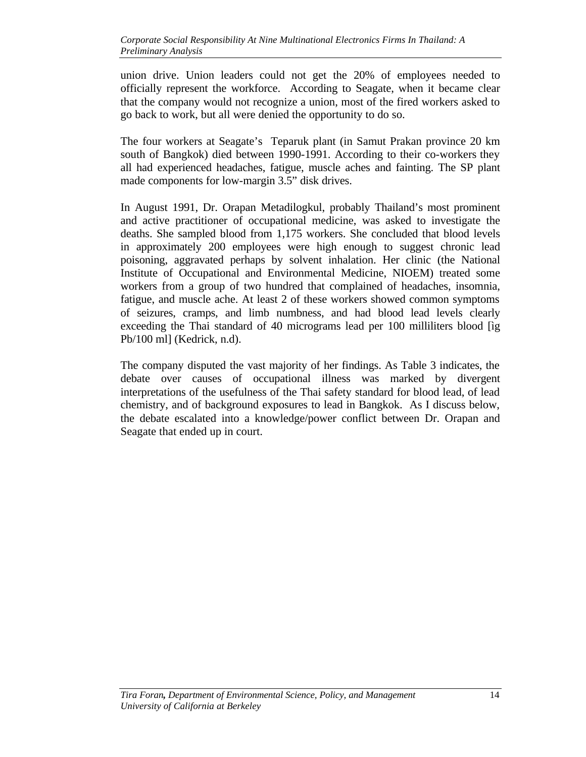union drive. Union leaders could not get the 20% of employees needed to officially represent the workforce. According to Seagate, when it became clear that the company would not recognize a union, most of the fired workers asked to go back to work, but all were denied the opportunity to do so.

The four workers at Seagate's Teparuk plant (in Samut Prakan province 20 km south of Bangkok) died between 1990-1991. According to their co-workers they all had experienced headaches, fatigue, muscle aches and fainting. The SP plant made components for low-margin 3.5" disk drives.

In August 1991, Dr. Orapan Metadilogkul, probably Thailand's most prominent and active practitioner of occupational medicine, was asked to investigate the deaths. She sampled blood from 1,175 workers. She concluded that blood levels in approximately 200 employees were high enough to suggest chronic lead poisoning, aggravated perhaps by solvent inhalation. Her clinic (the National Institute of Occupational and Environmental Medicine, NIOEM) treated some workers from a group of two hundred that complained of headaches, insomnia, fatigue, and muscle ache. At least 2 of these workers showed common symptoms of seizures, cramps, and limb numbness, and had blood lead levels clearly exceeding the Thai standard of 40 micrograms lead per 100 milliliters blood [ìg Pb/100 ml] (Kedrick, n.d).

The company disputed the vast majority of her findings. As Table 3 indicates, the debate over causes of occupational illness was marked by divergent interpretations of the usefulness of the Thai safety standard for blood lead, of lead chemistry, and of background exposures to lead in Bangkok. As I discuss below, the debate escalated into a knowledge/power conflict between Dr. Orapan and Seagate that ended up in court.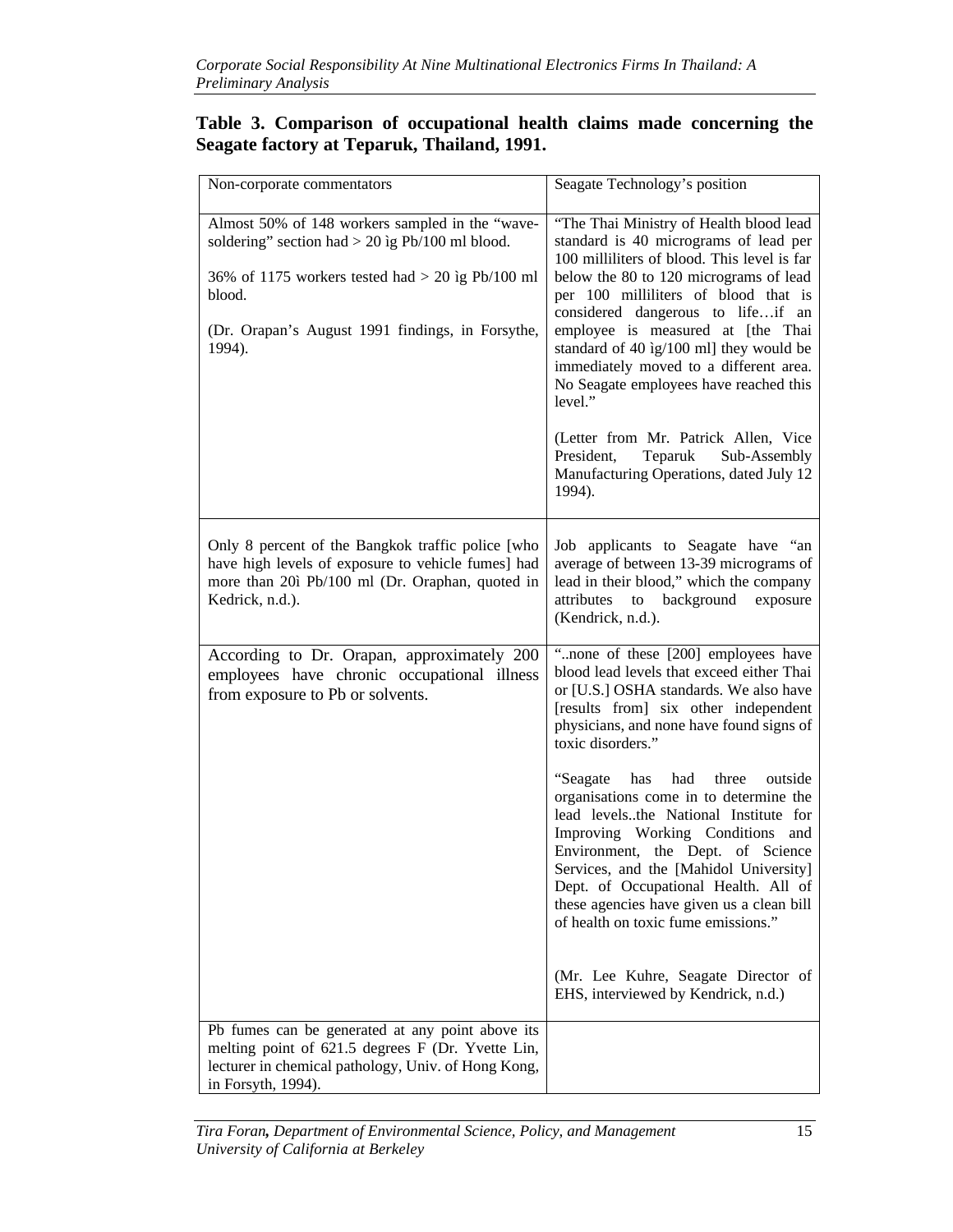**Table 3. Comparison of occupational health claims made concerning the Seagate factory at Teparuk, Thailand, 1991.**

| Non-corporate commentators | Seagate Technology's position |
|---|---|
| Almost 50% of 148 workers sampled in the "wave-soldering" section had > 20 ìg Pb/100 ml blood.<br><br>36% of 1175 workers tested had > 20 ìg Pb/100 ml blood.<br><br>(Dr. Orapan's August 1991 findings, in Forsythe, 1994). | "The Thai Ministry of Health blood lead standard is 40 micrograms of lead per 100 milliliters of blood. This level is far below the 80 to 120 micrograms of lead per 100 milliliters of blood that is considered dangerous to life…if an employee is measured at [the Thai standard of 40 ìg/100 ml] they would be immediately moved to a different area. No Seagate employees have reached this level."<br><br>(Letter from Mr. Patrick Allen, Vice President, Teparuk Sub-Assembly Manufacturing Operations, dated July 12 1994). |
| Only 8 percent of the Bangkok traffic police [who have high levels of exposure to vehicle fumes] had more than 20ì Pb/100 ml (Dr. Oraphan, quoted in Kedrick, n.d.). | Job applicants to Seagate have "an average of between 13-39 micrograms of lead in their blood," which the company attributes to background exposure (Kendrick, n.d.). |
| According to Dr. Orapan, approximately 200 employees have chronic occupational illness from exposure to Pb or solvents. | "..none of these [200] employees have blood lead levels that exceed either Thai or [U.S.] OSHA standards. We also have [results from] six other independent physicians, and none have found signs of toxic disorders."<br><br>"Seagate has had three outside organisations come in to determine the lead levels..the National Institute for Improving Working Conditions and Environment, the Dept. of Science Services, and the [Mahidol University] Dept. of Occupational Health. All of these agencies have given us a clean bill of health on toxic fume emissions."<br><br>(Mr. Lee Kuhre, Seagate Director of EHS, interviewed by Kendrick, n.d.) |
| Pb fumes can be generated at any point above its melting point of 621.5 degrees F (Dr. Yvette Lin, lecturer in chemical pathology, Univ. of Hong Kong, in Forsyth, 1994). | |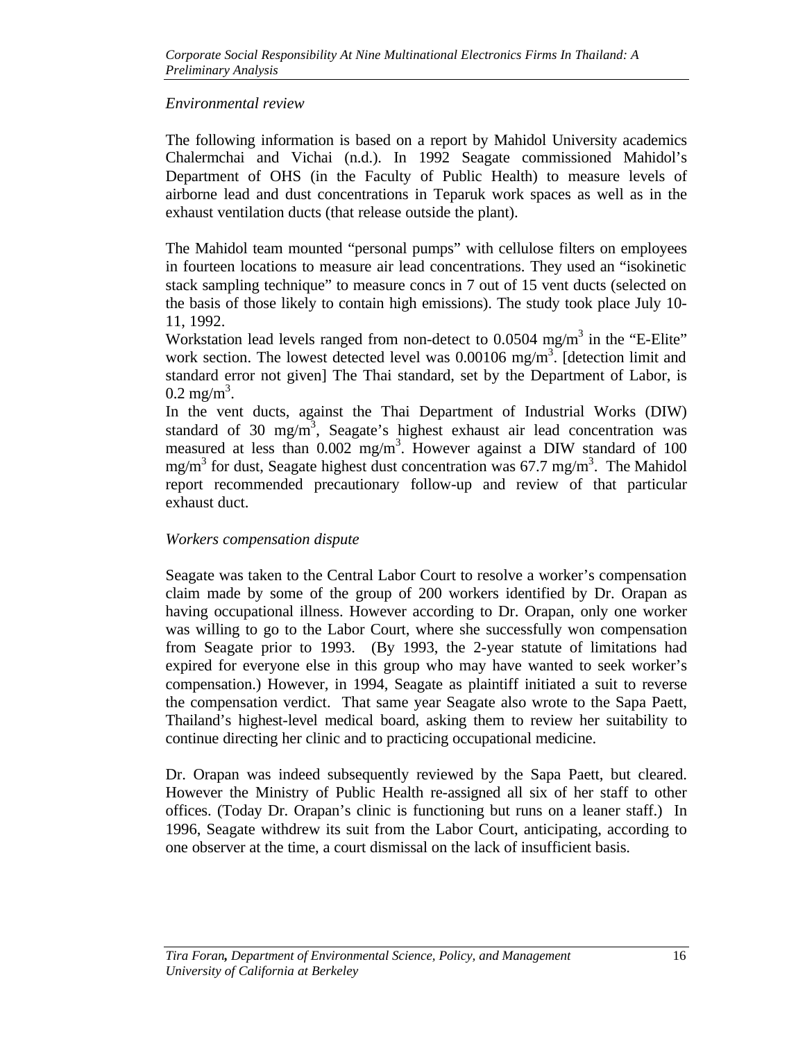*Environmental review*

The following information is based on a report by Mahidol University academics Chalermchai and Vichai (n.d.). In 1992 Seagate commissioned Mahidol's Department of OHS (in the Faculty of Public Health) to measure levels of airborne lead and dust concentrations in Teparuk work spaces as well as in the exhaust ventilation ducts (that release outside the plant).

The Mahidol team mounted "personal pumps" with cellulose filters on employees in fourteen locations to measure air lead concentrations. They used an "isokinetic stack sampling technique" to measure concs in 7 out of 15 vent ducts (selected on the basis of those likely to contain high emissions). The study took place July 10-11, 1992.

Workstation lead levels ranged from non-detect to 0.0504 $mg/m^3$ in the "E-Elite" work section. The lowest detected level was 0.00106 $mg/m^3$. [detection limit and standard error not given] The Thai standard, set by the Department of Labor, is 0.2 $mg/m^3$.

In the vent ducts, against the Thai Department of Industrial Works (DIW) standard of 30 $mg/m^3$, Seagate's highest exhaust air lead concentration was measured at less than 0.002 $mg/m^3$. However against a DIW standard of 100 $mg/m^3$ for dust, Seagate highest dust concentration was 67.7 $mg/m^3$. The Mahidol report recommended precautionary follow-up and review of that particular exhaust duct.

*Workers compensation dispute*

Seagate was taken to the Central Labor Court to resolve a worker's compensation claim made by some of the group of 200 workers identified by Dr. Orapan as having occupational illness. However according to Dr. Orapan, only one worker was willing to go to the Labor Court, where she successfully won compensation from Seagate prior to 1993. (By 1993, the 2-year statute of limitations had expired for everyone else in this group who may have wanted to seek worker's compensation.) However, in 1994, Seagate as plaintiff initiated a suit to reverse the compensation verdict. That same year Seagate also wrote to the Sapa Paett, Thailand's highest-level medical board, asking them to review her suitability to continue directing her clinic and to practicing occupational medicine.

Dr. Orapan was indeed subsequently reviewed by the Sapa Paett, but cleared. However the Ministry of Public Health re-assigned all six of her staff to other offices. (Today Dr. Orapan's clinic is functioning but runs on a leaner staff.) In 1996, Seagate withdrew its suit from the Labor Court, anticipating, according to one observer at the time, a court dismissal on the lack of insufficient basis.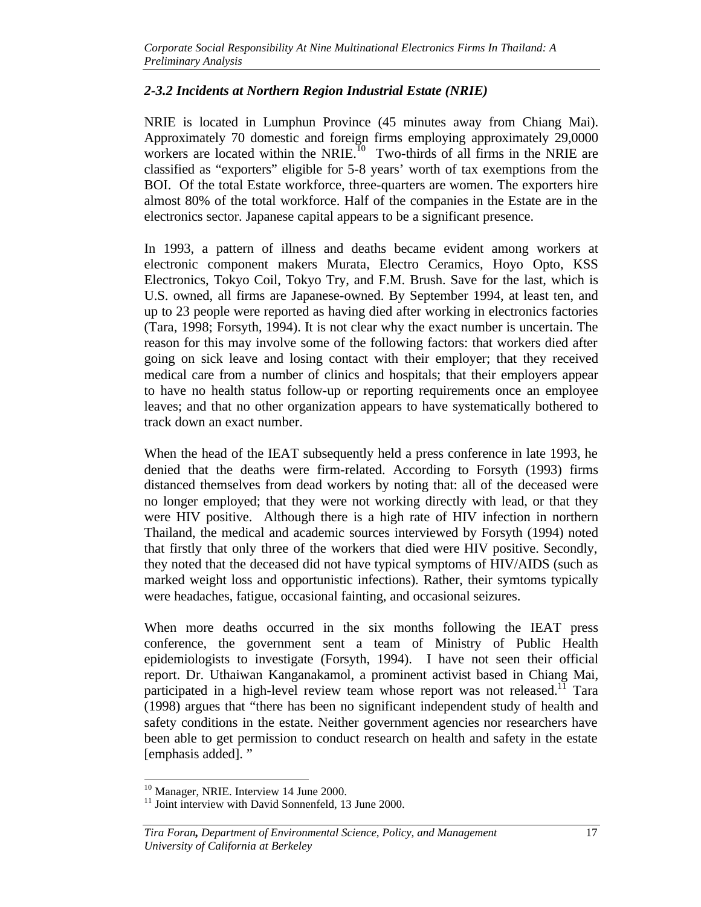### *2-3.2 Incidents at Northern Region Industrial Estate (NRIE)*

NRIE is located in Lumphun Province (45 minutes away from Chiang Mai). Approximately 70 domestic and foreign firms employing approximately 29,0000 workers are located within the NRIE.[10] Two-thirds of all firms in the NRIE are classified as "exporters" eligible for 5-8 years' worth of tax exemptions from the BOI. Of the total Estate workforce, three-quarters are women. The exporters hire almost 80% of the total workforce. Half of the companies in the Estate are in the electronics sector. Japanese capital appears to be a significant presence.

In 1993, a pattern of illness and deaths became evident among workers at electronic component makers Murata, Electro Ceramics, Hoyo Opto, KSS Electronics, Tokyo Coil, Tokyo Try, and F.M. Brush. Save for the last, which is U.S. owned, all firms are Japanese-owned. By September 1994, at least ten, and up to 23 people were reported as having died after working in electronics factories (Tara, 1998; Forsyth, 1994). It is not clear why the exact number is uncertain. The reason for this may involve some of the following factors: that workers died after going on sick leave and losing contact with their employer; that they received medical care from a number of clinics and hospitals; that their employers appear to have no health status follow-up or reporting requirements once an employee leaves; and that no other organization appears to have systematically bothered to track down an exact number.

When the head of the IEAT subsequently held a press conference in late 1993, he denied that the deaths were firm-related. According to Forsyth (1993) firms distanced themselves from dead workers by noting that: all of the deceased were no longer employed; that they were not working directly with lead, or that they were HIV positive. Although there is a high rate of HIV infection in northern Thailand, the medical and academic sources interviewed by Forsyth (1994) noted that firstly that only three of the workers that died were HIV positive. Secondly, they noted that the deceased did not have typical symptoms of HIV/AIDS (such as marked weight loss and opportunistic infections). Rather, their symtoms typically were headaches, fatigue, occasional fainting, and occasional seizures.

When more deaths occurred in the six months following the IEAT press conference, the government sent a team of Ministry of Public Health epidemiologists to investigate (Forsyth, 1994). I have not seen their official report. Dr. Uthaiwan Kanganakamol, a prominent activist based in Chiang Mai, participated in a high-level review team whose report was not released.[11] Tara (1998) argues that "there has been no significant independent study of health and safety conditions in the estate. Neither government agencies nor researchers have been able to get permission to conduct research on health and safety in the estate [emphasis added]. "

---

[10] Manager, NRIE. Interview 14 June 2000.

[11] Joint interview with David Sonnenfeld, 13 June 2000.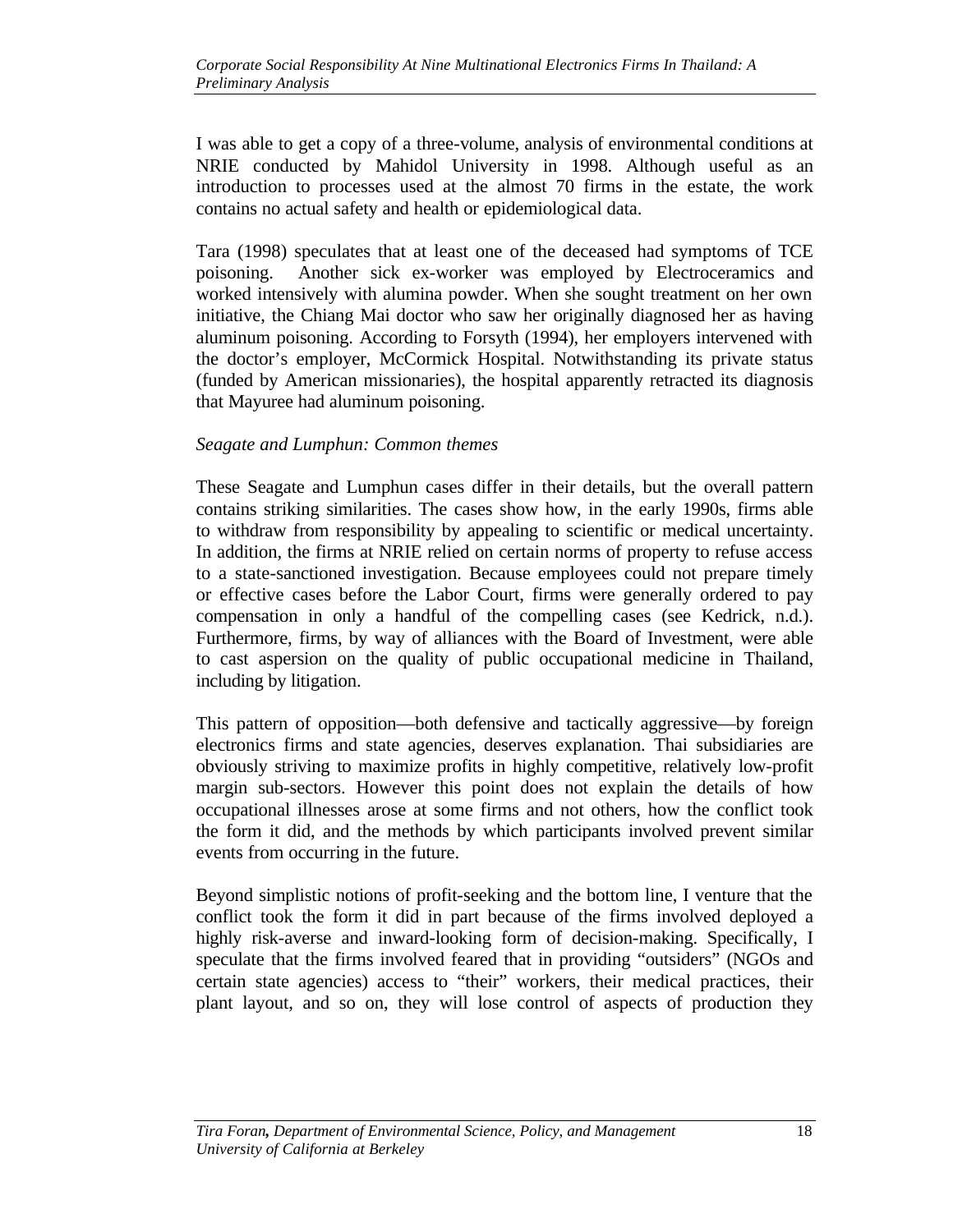I was able to get a copy of a three-volume, analysis of environmental conditions at NRIE conducted by Mahidol University in 1998. Although useful as an introduction to processes used at the almost 70 firms in the estate, the work contains no actual safety and health or epidemiological data.

Tara (1998) speculates that at least one of the deceased had symptoms of TCE poisoning. Another sick ex-worker was employed by Electroceramics and worked intensively with alumina powder. When she sought treatment on her own initiative, the Chiang Mai doctor who saw her originally diagnosed her as having aluminum poisoning. According to Forsyth (1994), her employers intervened with the doctor's employer, McCormick Hospital. Notwithstanding its private status (funded by American missionaries), the hospital apparently retracted its diagnosis that Mayuree had aluminum poisoning.

*Seagate and Lumphun: Common themes*

These Seagate and Lumphun cases differ in their details, but the overall pattern contains striking similarities. The cases show how, in the early 1990s, firms able to withdraw from responsibility by appealing to scientific or medical uncertainty. In addition, the firms at NRIE relied on certain norms of property to refuse access to a state-sanctioned investigation. Because employees could not prepare timely or effective cases before the Labor Court, firms were generally ordered to pay compensation in only a handful of the compelling cases (see Kedrick, n.d.). Furthermore, firms, by way of alliances with the Board of Investment, were able to cast aspersion on the quality of public occupational medicine in Thailand, including by litigation.

This pattern of opposition—both defensive and tactically aggressive—by foreign electronics firms and state agencies, deserves explanation. Thai subsidiaries are obviously striving to maximize profits in highly competitive, relatively low-profit margin sub-sectors. However this point does not explain the details of how occupational illnesses arose at some firms and not others, how the conflict took the form it did, and the methods by which participants involved prevent similar events from occurring in the future.

Beyond simplistic notions of profit-seeking and the bottom line, I venture that the conflict took the form it did in part because of the firms involved deployed a highly risk-averse and inward-looking form of decision-making. Specifically, I speculate that the firms involved feared that in providing "outsiders" (NGOs and certain state agencies) access to "their" workers, their medical practices, their plant layout, and so on, they will lose control of aspects of production they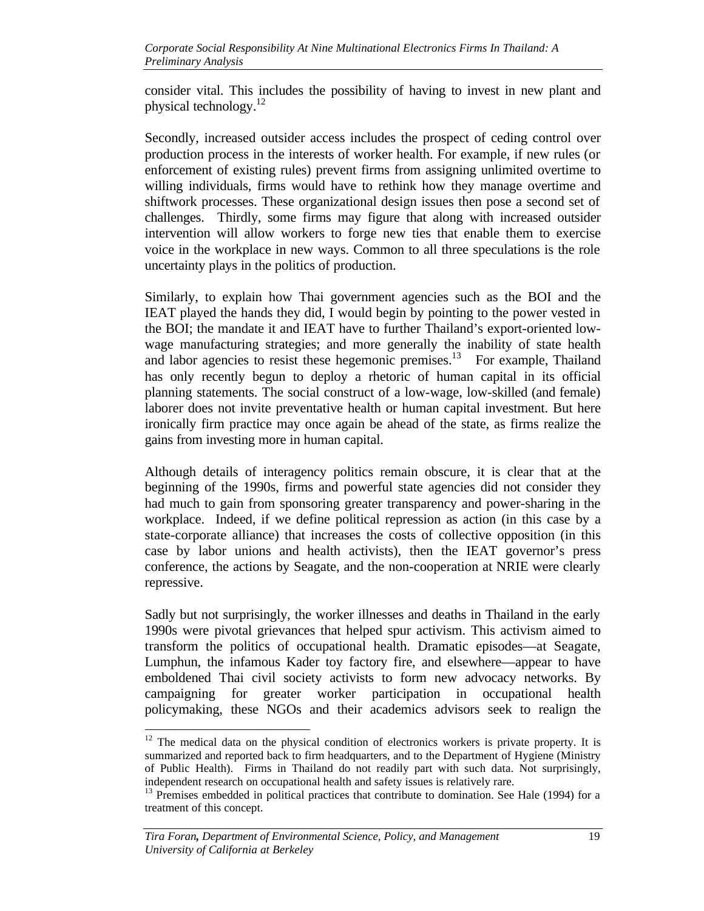consider vital. This includes the possibility of having to invest in new plant and physical technology.[12]

Secondly, increased outsider access includes the prospect of ceding control over production process in the interests of worker health. For example, if new rules (or enforcement of existing rules) prevent firms from assigning unlimited overtime to willing individuals, firms would have to rethink how they manage overtime and shiftwork processes. These organizational design issues then pose a second set of challenges. Thirdly, some firms may figure that along with increased outsider intervention will allow workers to forge new ties that enable them to exercise voice in the workplace in new ways. Common to all three speculations is the role uncertainty plays in the politics of production.

Similarly, to explain how Thai government agencies such as the BOI and the IEAT played the hands they did, I would begin by pointing to the power vested in the BOI; the mandate it and IEAT have to further Thailand's export-oriented low-wage manufacturing strategies; and more generally the inability of state health and labor agencies to resist these hegemonic premises.[13] For example, Thailand has only recently begun to deploy a rhetoric of human capital in its official planning statements. The social construct of a low-wage, low-skilled (and female) laborer does not invite preventative health or human capital investment. But here ironically firm practice may once again be ahead of the state, as firms realize the gains from investing more in human capital.

Although details of interagency politics remain obscure, it is clear that at the beginning of the 1990s, firms and powerful state agencies did not consider they had much to gain from sponsoring greater transparency and power-sharing in the workplace. Indeed, if we define political repression as action (in this case by a state-corporate alliance) that increases the costs of collective opposition (in this case by labor unions and health activists), then the IEAT governor's press conference, the actions by Seagate, and the non-cooperation at NRIE were clearly repressive.

Sadly but not surprisingly, the worker illnesses and deaths in Thailand in the early 1990s were pivotal grievances that helped spur activism. This activism aimed to transform the politics of occupational health. Dramatic episodes—at Seagate, Lumphun, the infamous Kader toy factory fire, and elsewhere—appear to have emboldened Thai civil society activists to form new advocacy networks. By campaigning for greater worker participation in occupational health policymaking, these NGOs and their academics advisors seek to realign the

---

[12] The medical data on the physical condition of electronics workers is private property. It is summarized and reported back to firm headquarters, and to the Department of Hygiene (Ministry of Public Health). Firms in Thailand do not readily part with such data. Not surprisingly, independent research on occupational health and safety issues is relatively rare.

[13] Premises embedded in political practices that contribute to domination. See Hale (1994) for a treatment of this concept.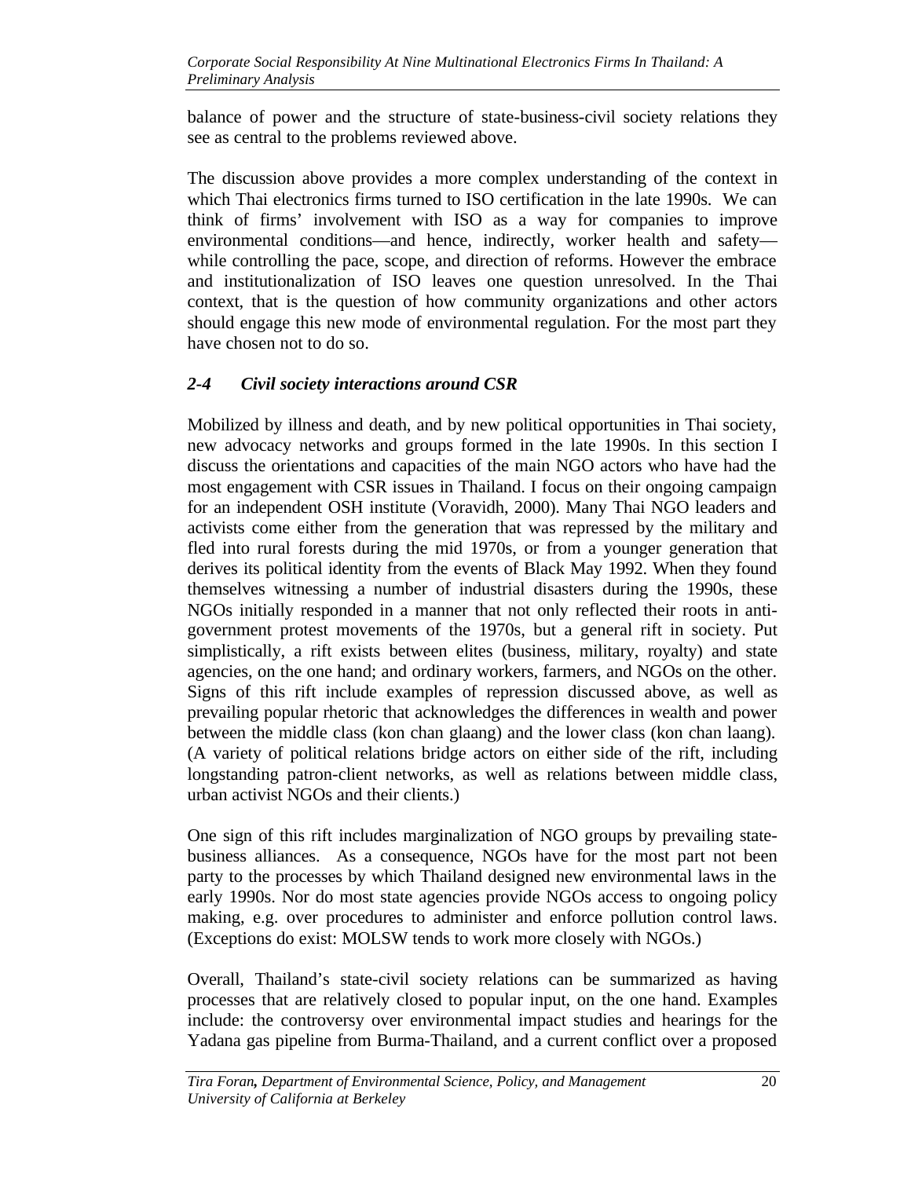balance of power and the structure of state-business-civil society relations they see as central to the problems reviewed above.

The discussion above provides a more complex understanding of the context in which Thai electronics firms turned to ISO certification in the late 1990s. We can think of firms' involvement with ISO as a way for companies to improve environmental conditions—and hence, indirectly, worker health and safety—while controlling the pace, scope, and direction of reforms. However the embrace and institutionalization of ISO leaves one question unresolved. In the Thai context, that is the question of how community organizations and other actors should engage this new mode of environmental regulation. For the most part they have chosen not to do so.

### *2-4 Civil society interactions around CSR*

Mobilized by illness and death, and by new political opportunities in Thai society, new advocacy networks and groups formed in the late 1990s. In this section I discuss the orientations and capacities of the main NGO actors who have had the most engagement with CSR issues in Thailand. I focus on their ongoing campaign for an independent OSH institute (Voravidh, 2000). Many Thai NGO leaders and activists come either from the generation that was repressed by the military and fled into rural forests during the mid 1970s, or from a younger generation that derives its political identity from the events of Black May 1992. When they found themselves witnessing a number of industrial disasters during the 1990s, these NGOs initially responded in a manner that not only reflected their roots in anti-government protest movements of the 1970s, but a general rift in society. Put simplistically, a rift exists between elites (business, military, royalty) and state agencies, on the one hand; and ordinary workers, farmers, and NGOs on the other. Signs of this rift include examples of repression discussed above, as well as prevailing popular rhetoric that acknowledges the differences in wealth and power between the middle class (kon chan glaang) and the lower class (kon chan laang). (A variety of political relations bridge actors on either side of the rift, including longstanding patron-client networks, as well as relations between middle class, urban activist NGOs and their clients.)

One sign of this rift includes marginalization of NGO groups by prevailing state-business alliances. As a consequence, NGOs have for the most part not been party to the processes by which Thailand designed new environmental laws in the early 1990s. Nor do most state agencies provide NGOs access to ongoing policy making, e.g. over procedures to administer and enforce pollution control laws. (Exceptions do exist: MOLSW tends to work more closely with NGOs.)

Overall, Thailand's state-civil society relations can be summarized as having processes that are relatively closed to popular input, on the one hand. Examples include: the controversy over environmental impact studies and hearings for the Yadana gas pipeline from Burma-Thailand, and a current conflict over a proposed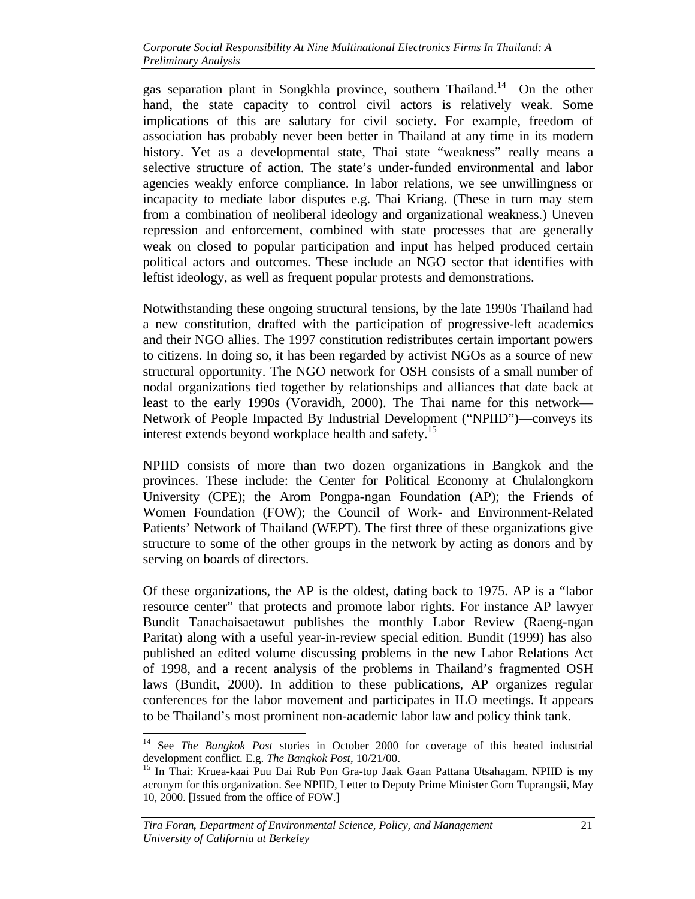gas separation plant in Songkhla province, southern Thailand.[14] On the other hand, the state capacity to control civil actors is relatively weak. Some implications of this are salutary for civil society. For example, freedom of association has probably never been better in Thailand at any time in its modern history. Yet as a developmental state, Thai state "weakness" really means a selective structure of action. The state's under-funded environmental and labor agencies weakly enforce compliance. In labor relations, we see unwillingness or incapacity to mediate labor disputes e.g. Thai Kriang. (These in turn may stem from a combination of neoliberal ideology and organizational weakness.) Uneven repression and enforcement, combined with state processes that are generally weak on closed to popular participation and input has helped produced certain political actors and outcomes. These include an NGO sector that identifies with leftist ideology, as well as frequent popular protests and demonstrations.

Notwithstanding these ongoing structural tensions, by the late 1990s Thailand had a new constitution, drafted with the participation of progressive-left academics and their NGO allies. The 1997 constitution redistributes certain important powers to citizens. In doing so, it has been regarded by activist NGOs as a source of new structural opportunity. The NGO network for OSH consists of a small number of nodal organizations tied together by relationships and alliances that date back at least to the early 1990s (Voravidh, 2000). The Thai name for this network—Network of People Impacted By Industrial Development ("NPIID")—conveys its interest extends beyond workplace health and safety.[15]

NPIID consists of more than two dozen organizations in Bangkok and the provinces. These include: the Center for Political Economy at Chulalongkorn University (CPE); the Arom Pongpa-ngan Foundation (AP); the Friends of Women Foundation (FOW); the Council of Work- and Environment-Related Patients' Network of Thailand (WEPT). The first three of these organizations give structure to some of the other groups in the network by acting as donors and by serving on boards of directors.

Of these organizations, the AP is the oldest, dating back to 1975. AP is a "labor resource center" that protects and promote labor rights. For instance AP lawyer Bundit Tanachaisaetawut publishes the monthly Labor Review (Raeng-ngan Paritat) along with a useful year-in-review special edition. Bundit (1999) has also published an edited volume discussing problems in the new Labor Relations Act of 1998, and a recent analysis of the problems in Thailand's fragmented OSH laws (Bundit, 2000). In addition to these publications, AP organizes regular conferences for the labor movement and participates in ILO meetings. It appears to be Thailand's most prominent non-academic labor law and policy think tank.

---

[14] See *The Bangkok Post* stories in October 2000 for coverage of this heated industrial development conflict. E.g. *The Bangkok Post*, 10/21/00.

[15] In Thai: Kruea-kaai Puu Dai Rub Pon Gra-top Jaak Gaan Pattana Utsahagam. NPIID is my acronym for this organization. See NPIID, Letter to Deputy Prime Minister Gorn Tuprangsii, May 10, 2000. [Issued from the office of FOW.]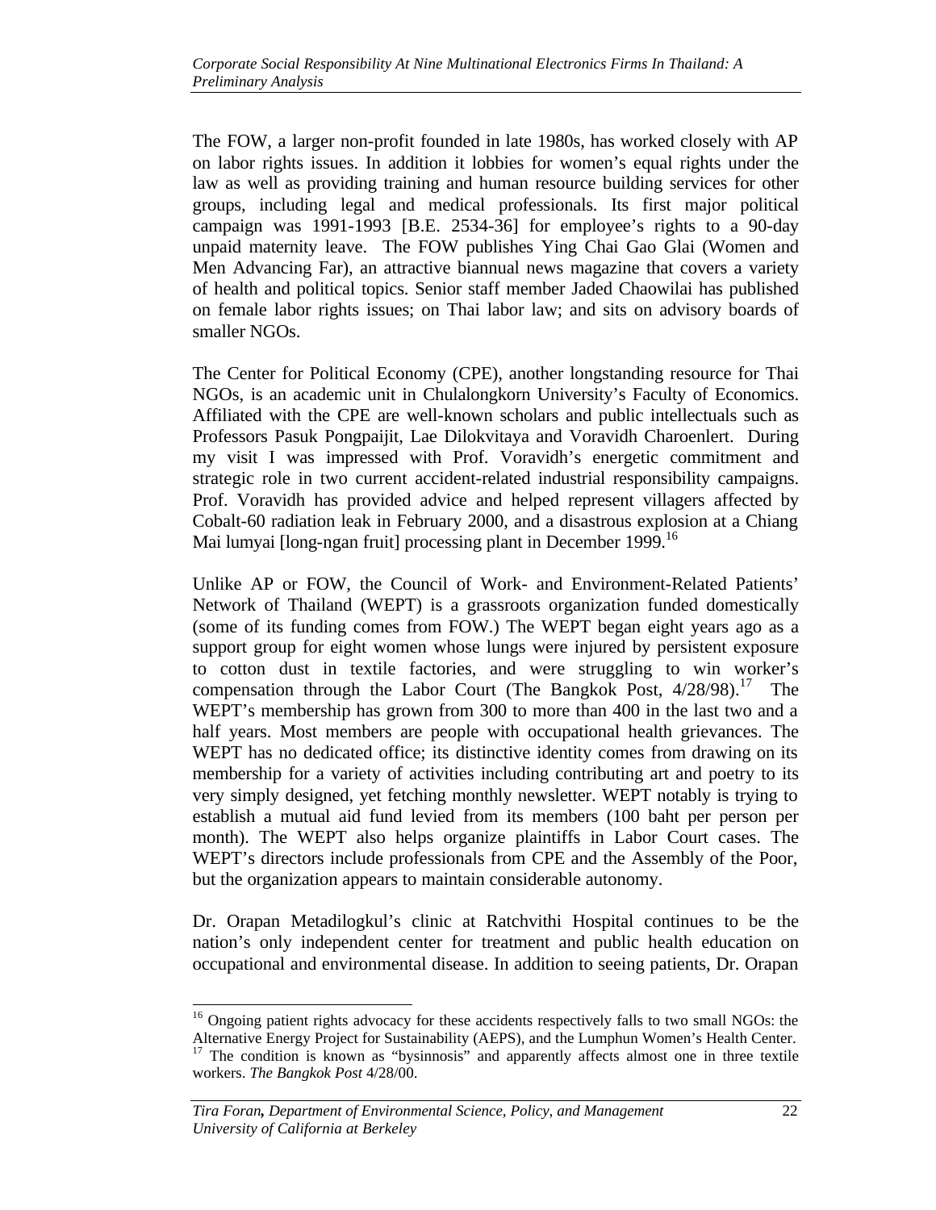The FOW, a larger non-profit founded in late 1980s, has worked closely with AP on labor rights issues. In addition it lobbies for women's equal rights under the law as well as providing training and human resource building services for other groups, including legal and medical professionals. Its first major political campaign was 1991-1993 [B.E. 2534-36] for employee's rights to a 90-day unpaid maternity leave. The FOW publishes Ying Chai Gao Glai (Women and Men Advancing Far), an attractive biannual news magazine that covers a variety of health and political topics. Senior staff member Jaded Chaowilai has published on female labor rights issues; on Thai labor law; and sits on advisory boards of smaller NGOs.

The Center for Political Economy (CPE), another longstanding resource for Thai NGOs, is an academic unit in Chulalongkorn University's Faculty of Economics. Affiliated with the CPE are well-known scholars and public intellectuals such as Professors Pasuk Pongpaijit, Lae Dilokvitaya and Voravidh Charoenlert. During my visit I was impressed with Prof. Voravidh's energetic commitment and strategic role in two current accident-related industrial responsibility campaigns. Prof. Voravidh has provided advice and helped represent villagers affected by Cobalt-60 radiation leak in February 2000, and a disastrous explosion at a Chiang Mai lumyai [long-ngan fruit] processing plant in December 1999.[16]

Unlike AP or FOW, the Council of Work- and Environment-Related Patients' Network of Thailand (WEPT) is a grassroots organization funded domestically (some of its funding comes from FOW.) The WEPT began eight years ago as a support group for eight women whose lungs were injured by persistent exposure to cotton dust in textile factories, and were struggling to win worker's compensation through the Labor Court (The Bangkok Post, 4/28/98).[17] The WEPT's membership has grown from 300 to more than 400 in the last two and a half years. Most members are people with occupational health grievances. The WEPT has no dedicated office; its distinctive identity comes from drawing on its membership for a variety of activities including contributing art and poetry to its very simply designed, yet fetching monthly newsletter. WEPT notably is trying to establish a mutual aid fund levied from its members (100 baht per person per month). The WEPT also helps organize plaintiffs in Labor Court cases. The WEPT's directors include professionals from CPE and the Assembly of the Poor, but the organization appears to maintain considerable autonomy.

Dr. Orapan Metadilogkul's clinic at Ratchvithi Hospital continues to be the nation's only independent center for treatment and public health education on occupational and environmental disease. In addition to seeing patients, Dr. Orapan

---

[16] Ongoing patient rights advocacy for these accidents respectively falls to two small NGOs: the Alternative Energy Project for Sustainability (AEPS), and the Lumphun Women's Health Center.

[17] The condition is known as "bysinnosis" and apparently affects almost one in three textile workers. *The Bangkok Post* 4/28/00.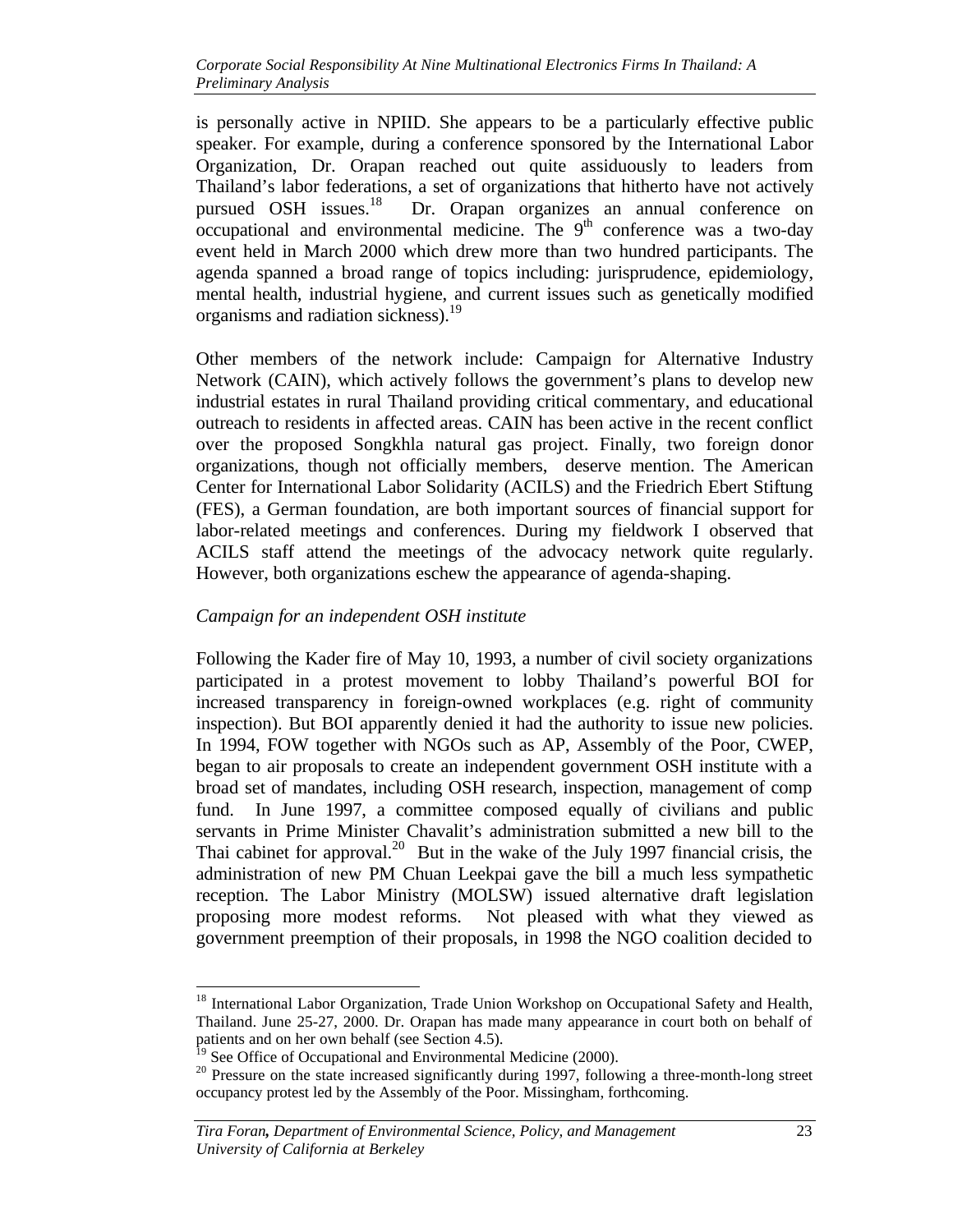is personally active in NPIID. She appears to be a particularly effective public speaker. For example, during a conference sponsored by the International Labor Organization, Dr. Orapan reached out quite assiduously to leaders from Thailand's labor federations, a set of organizations that hitherto have not actively pursued OSH issues.[18] Dr. Orapan organizes an annual conference on occupational and environmental medicine. The 9th conference was a two-day event held in March 2000 which drew more than two hundred participants. The agenda spanned a broad range of topics including: jurisprudence, epidemiology, mental health, industrial hygiene, and current issues such as genetically modified organisms and radiation sickness).[19]

Other members of the network include: Campaign for Alternative Industry Network (CAIN), which actively follows the government's plans to develop new industrial estates in rural Thailand providing critical commentary, and educational outreach to residents in affected areas. CAIN has been active in the recent conflict over the proposed Songkhla natural gas project. Finally, two foreign donor organizations, though not officially members, deserve mention. The American Center for International Labor Solidarity (ACILS) and the Friedrich Ebert Stiftung (FES), a German foundation, are both important sources of financial support for labor-related meetings and conferences. During my fieldwork I observed that ACILS staff attend the meetings of the advocacy network quite regularly. However, both organizations eschew the appearance of agenda-shaping.

*Campaign for an independent OSH institute*

Following the Kader fire of May 10, 1993, a number of civil society organizations participated in a protest movement to lobby Thailand's powerful BOI for increased transparency in foreign-owned workplaces (e.g. right of community inspection). But BOI apparently denied it had the authority to issue new policies. In 1994, FOW together with NGOs such as AP, Assembly of the Poor, CWEP, began to air proposals to create an independent government OSH institute with a broad set of mandates, including OSH research, inspection, management of comp fund. In June 1997, a committee composed equally of civilians and public servants in Prime Minister Chavalit's administration submitted a new bill to the Thai cabinet for approval.[20] But in the wake of the July 1997 financial crisis, the administration of new PM Chuan Leekpai gave the bill a much less sympathetic reception. The Labor Ministry (MOLSW) issued alternative draft legislation proposing more modest reforms. Not pleased with what they viewed as government preemption of their proposals, in 1998 the NGO coalition decided to

---

[18] International Labor Organization, Trade Union Workshop on Occupational Safety and Health, Thailand. June 25-27, 2000. Dr. Orapan has made many appearance in court both on behalf of patients and on her own behalf (see Section 4.5).

[19] See Office of Occupational and Environmental Medicine (2000).

[20] Pressure on the state increased significantly during 1997, following a three-month-long street occupancy protest led by the Assembly of the Poor. Missingham, forthcoming.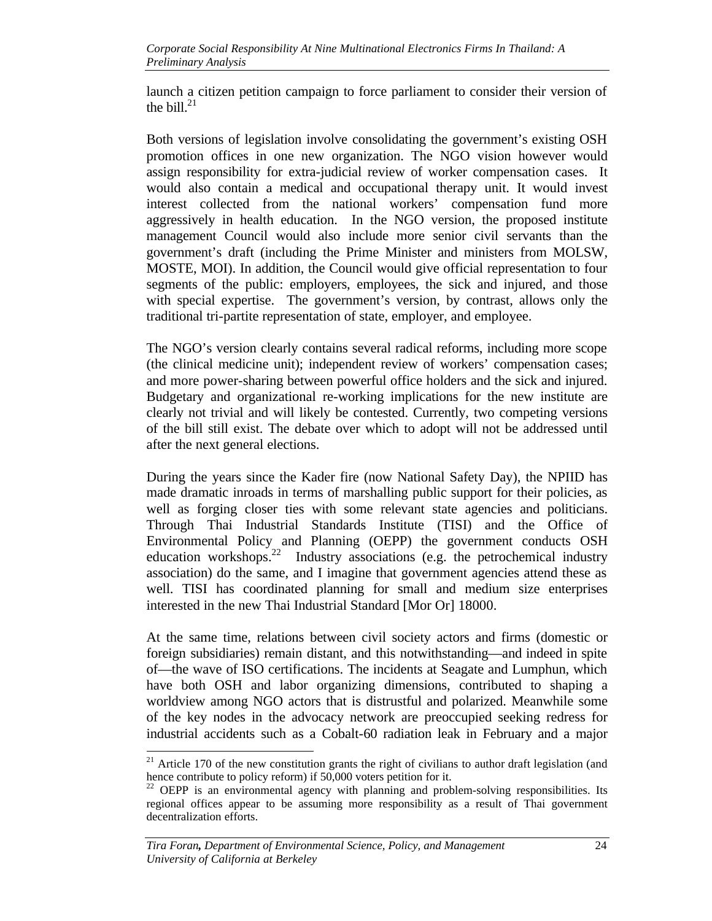launch a citizen petition campaign to force parliament to consider their version of the bill.[21]

Both versions of legislation involve consolidating the government's existing OSH promotion offices in one new organization. The NGO vision however would assign responsibility for extra-judicial review of worker compensation cases. It would also contain a medical and occupational therapy unit. It would invest interest collected from the national workers' compensation fund more aggressively in health education. In the NGO version, the proposed institute management Council would also include more senior civil servants than the government's draft (including the Prime Minister and ministers from MOLSW, MOSTE, MOI). In addition, the Council would give official representation to four segments of the public: employers, employees, the sick and injured, and those with special expertise. The government's version, by contrast, allows only the traditional tri-partite representation of state, employer, and employee.

The NGO's version clearly contains several radical reforms, including more scope (the clinical medicine unit); independent review of workers' compensation cases; and more power-sharing between powerful office holders and the sick and injured. Budgetary and organizational re-working implications for the new institute are clearly not trivial and will likely be contested. Currently, two competing versions of the bill still exist. The debate over which to adopt will not be addressed until after the next general elections.

During the years since the Kader fire (now National Safety Day), the NPIID has made dramatic inroads in terms of marshalling public support for their policies, as well as forging closer ties with some relevant state agencies and politicians. Through Thai Industrial Standards Institute (TISI) and the Office of Environmental Policy and Planning (OEPP) the government conducts OSH education workshops.[22] Industry associations (e.g. the petrochemical industry association) do the same, and I imagine that government agencies attend these as well. TISI has coordinated planning for small and medium size enterprises interested in the new Thai Industrial Standard [Mor Or] 18000.

At the same time, relations between civil society actors and firms (domestic or foreign subsidiaries) remain distant, and this notwithstanding—and indeed in spite of—the wave of ISO certifications. The incidents at Seagate and Lumphun, which have both OSH and labor organizing dimensions, contributed to shaping a worldview among NGO actors that is distrustful and polarized. Meanwhile some of the key nodes in the advocacy network are preoccupied seeking redress for industrial accidents such as a Cobalt-60 radiation leak in February and a major

---

[21] Article 170 of the new constitution grants the right of civilians to author draft legislation (and hence contribute to policy reform) if 50,000 voters petition for it.

[22] OEPP is an environmental agency with planning and problem-solving responsibilities. Its regional offices appear to be assuming more responsibility as a result of Thai government decentralization efforts.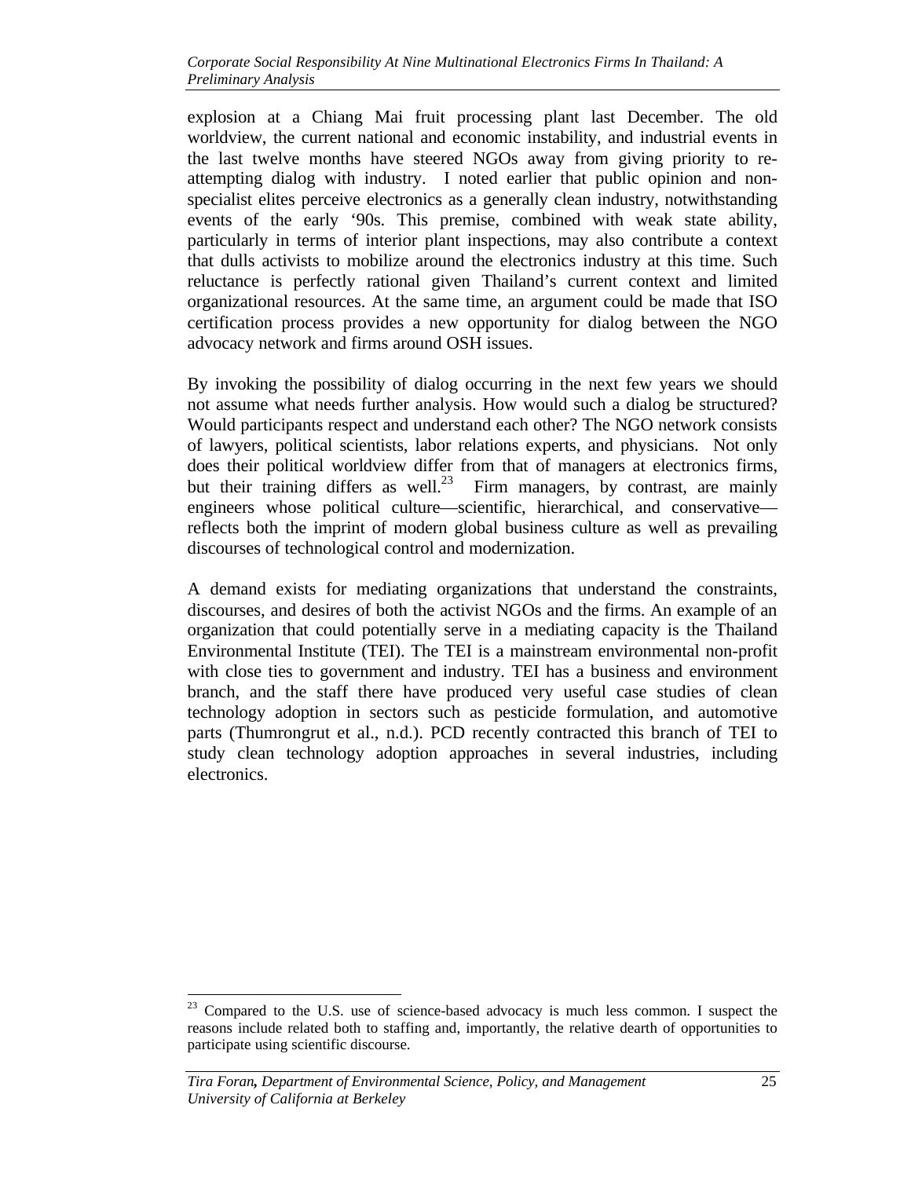explosion at a Chiang Mai fruit processing plant last December. The old worldview, the current national and economic instability, and industrial events in the last twelve months have steered NGOs away from giving priority to re-attempting dialog with industry. I noted earlier that public opinion and non-specialist elites perceive electronics as a generally clean industry, notwithstanding events of the early '90s. This premise, combined with weak state ability, particularly in terms of interior plant inspections, may also contribute a context that dulls activists to mobilize around the electronics industry at this time. Such reluctance is perfectly rational given Thailand's current context and limited organizational resources. At the same time, an argument could be made that ISO certification process provides a new opportunity for dialog between the NGO advocacy network and firms around OSH issues.

By invoking the possibility of dialog occurring in the next few years we should not assume what needs further analysis. How would such a dialog be structured? Would participants respect and understand each other? The NGO network consists of lawyers, political scientists, labor relations experts, and physicians. Not only does their political worldview differ from that of managers at electronics firms, but their training differs as well.[23] Firm managers, by contrast, are mainly engineers whose political culture—scientific, hierarchical, and conservative—reflects both the imprint of modern global business culture as well as prevailing discourses of technological control and modernization.

A demand exists for mediating organizations that understand the constraints, discourses, and desires of both the activist NGOs and the firms. An example of an organization that could potentially serve in a mediating capacity is the Thailand Environmental Institute (TEI). The TEI is a mainstream environmental non-profit with close ties to government and industry. TEI has a business and environment branch, and the staff there have produced very useful case studies of clean technology adoption in sectors such as pesticide formulation, and automotive parts (Thumrongrut et al., n.d.). PCD recently contracted this branch of TEI to study clean technology adoption approaches in several industries, including electronics.

---

[23] Compared to the U.S. use of science-based advocacy is much less common. I suspect the reasons include related both to staffing and, importantly, the relative dearth of opportunities to participate using scientific discourse.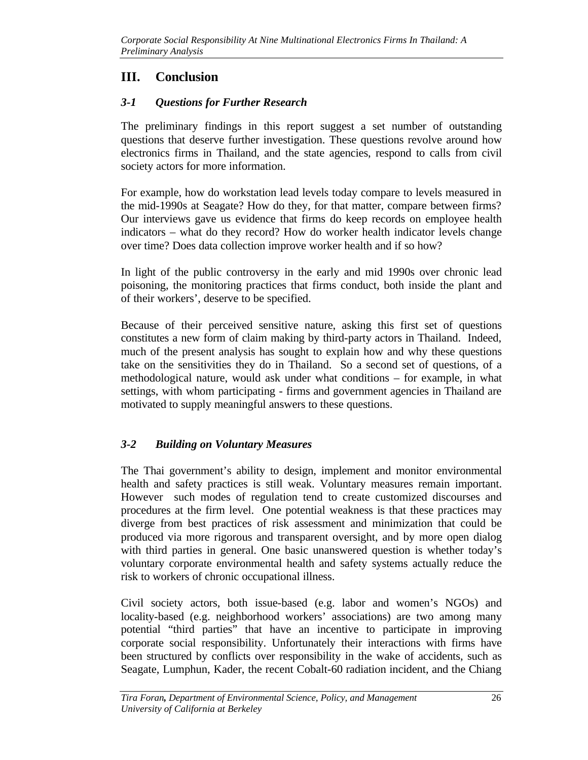# III. Conclusion

## *3-1 Questions for Further Research*

The preliminary findings in this report suggest a set number of outstanding questions that deserve further investigation. These questions revolve around how electronics firms in Thailand, and the state agencies, respond to calls from civil society actors for more information.

For example, how do workstation lead levels today compare to levels measured in the mid-1990s at Seagate? How do they, for that matter, compare between firms? Our interviews gave us evidence that firms do keep records on employee health indicators – what do they record? How do worker health indicator levels change over time? Does data collection improve worker health and if so how?

In light of the public controversy in the early and mid 1990s over chronic lead poisoning, the monitoring practices that firms conduct, both inside the plant and of their workers', deserve to be specified.

Because of their perceived sensitive nature, asking this first set of questions constitutes a new form of claim making by third-party actors in Thailand. Indeed, much of the present analysis has sought to explain how and why these questions take on the sensitivities they do in Thailand. So a second set of questions, of a methodological nature, would ask under what conditions – for example, in what settings, with whom participating - firms and government agencies in Thailand are motivated to supply meaningful answers to these questions.

## *3-2 Building on Voluntary Measures*

The Thai government's ability to design, implement and monitor environmental health and safety practices is still weak. Voluntary measures remain important. However such modes of regulation tend to create customized discourses and procedures at the firm level. One potential weakness is that these practices may diverge from best practices of risk assessment and minimization that could be produced via more rigorous and transparent oversight, and by more open dialog with third parties in general. One basic unanswered question is whether today's voluntary corporate environmental health and safety systems actually reduce the risk to workers of chronic occupational illness.

Civil society actors, both issue-based (e.g. labor and women's NGOs) and locality-based (e.g. neighborhood workers' associations) are two among many potential "third parties" that have an incentive to participate in improving corporate social responsibility. Unfortunately their interactions with firms have been structured by conflicts over responsibility in the wake of accidents, such as Seagate, Lumphun, Kader, the recent Cobalt-60 radiation incident, and the Chiang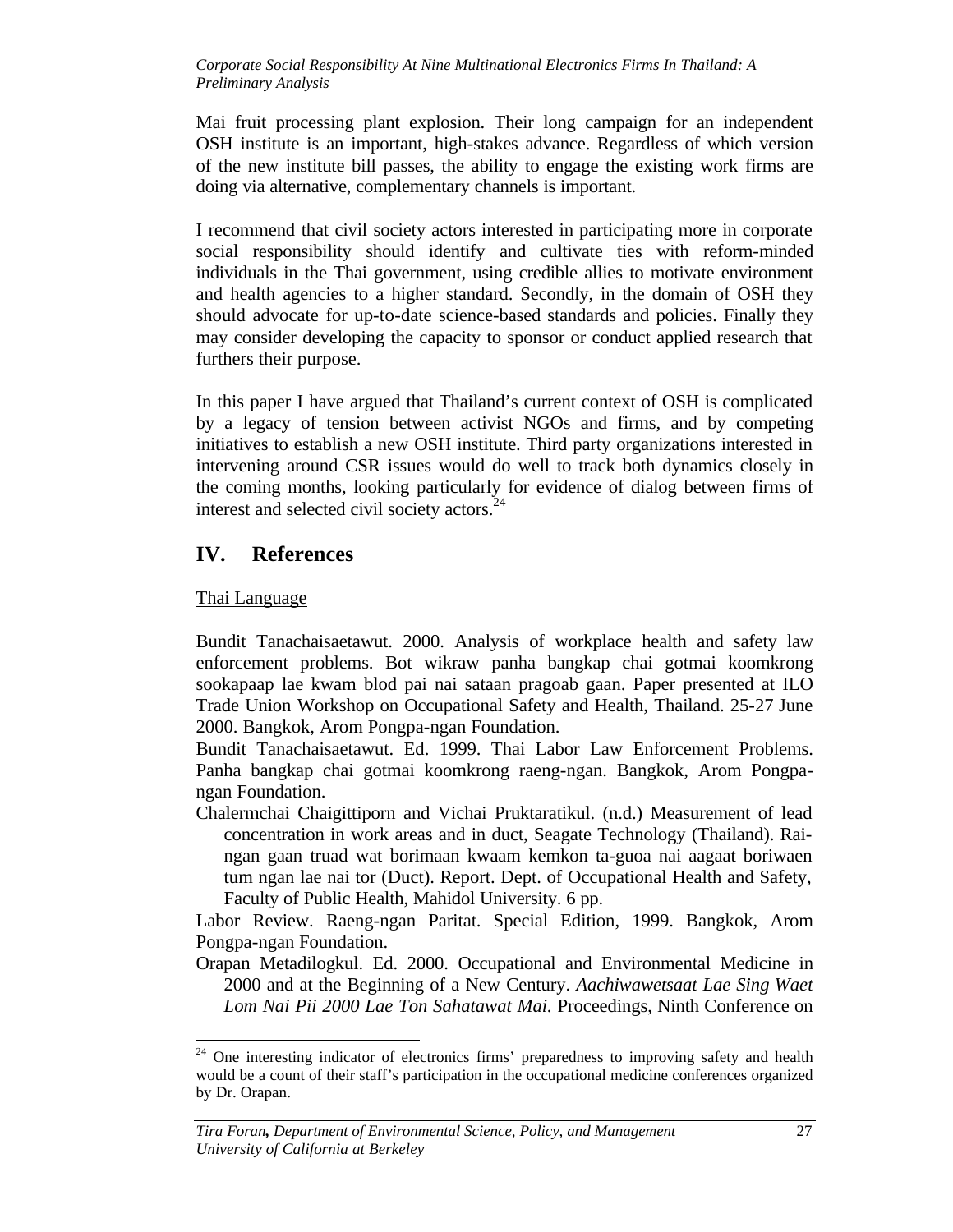Mai fruit processing plant explosion. Their long campaign for an independent OSH institute is an important, high-stakes advance. Regardless of which version of the new institute bill passes, the ability to engage the existing work firms are doing via alternative, complementary channels is important.

I recommend that civil society actors interested in participating more in corporate social responsibility should identify and cultivate ties with reform-minded individuals in the Thai government, using credible allies to motivate environment and health agencies to a higher standard. Secondly, in the domain of OSH they should advocate for up-to-date science-based standards and policies. Finally they may consider developing the capacity to sponsor or conduct applied research that furthers their purpose.

In this paper I have argued that Thailand's current context of OSH is complicated by a legacy of tension between activist NGOs and firms, and by competing initiatives to establish a new OSH institute. Third party organizations interested in intervening around CSR issues would do well to track both dynamics closely in the coming months, looking particularly for evidence of dialog between firms of interest and selected civil society actors.[24]

## IV. References

Thai Language

Bundit Tanachaisaetawut. 2000. Analysis of workplace health and safety law enforcement problems. Bot wikraw panha bangkap chai gotmai koomkrong sookapaap lae kwam blod pai nai sataan pragoab gaan. Paper presented at ILO Trade Union Workshop on Occupational Safety and Health, Thailand. 25-27 June 2000. Bangkok, Arom Pongpa-ngan Foundation.

Bundit Tanachaisaetawut. Ed. 1999. Thai Labor Law Enforcement Problems. Panha bangkap chai gotmai koomkrong raeng-ngan. Bangkok, Arom Pongpa-ngan Foundation.

Chalermchai Chaigittiporn and Vichai Pruktaratikul. (n.d.) Measurement of lead concentration in work areas and in duct, Seagate Technology (Thailand). Rai-ngan gaan truad wat borimaan kwaam kemkon ta-guoa nai aagaat boriwaen tum ngan lae nai tor (Duct). Report. Dept. of Occupational Health and Safety, Faculty of Public Health, Mahidol University. 6 pp.

Labor Review. Raeng-ngan Paritat. Special Edition, 1999. Bangkok, Arom Pongpa-ngan Foundation.

Orapan Metadilogkul. Ed. 2000. Occupational and Environmental Medicine in 2000 and at the Beginning of a New Century. *Aachiwawetsaat Lae Sing Waet Lom Nai Pii 2000 Lae Ton Sahatawat Mai*. Proceedings, Ninth Conference on

---

[24] One interesting indicator of electronics firms' preparedness to improving safety and health would be a count of their staff's participation in the occupational medicine conferences organized by Dr. Orapan.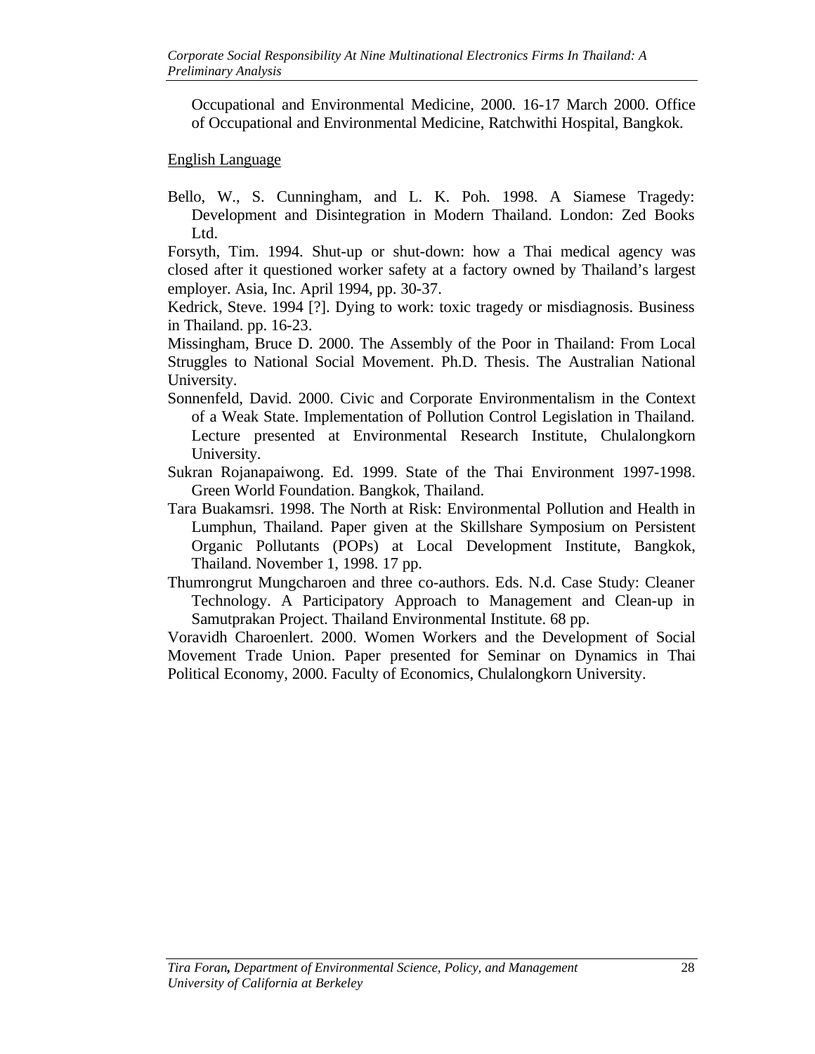Occupational and Environmental Medicine, 2000. 16-17 March 2000. Office of Occupational and Environmental Medicine, Ratchwithi Hospital, Bangkok.

<u>English Language</u>

Bello, W., S. Cunningham, and L. K. Poh. 1998. A Siamese Tragedy: Development and Disintegration in Modern Thailand. London: Zed Books Ltd.

Forsyth, Tim. 1994. Shut-up or shut-down: how a Thai medical agency was closed after it questioned worker safety at a factory owned by Thailand's largest employer. Asia, Inc. April 1994, pp. 30-37.

Kedrick, Steve. 1994 [?]. Dying to work: toxic tragedy or misdiagnosis. Business in Thailand. pp. 16-23.

Missingham, Bruce D. 2000. The Assembly of the Poor in Thailand: From Local Struggles to National Social Movement. Ph.D. Thesis. The Australian National University.

Sonnenfeld, David. 2000. Civic and Corporate Environmentalism in the Context of a Weak State. Implementation of Pollution Control Legislation in Thailand. Lecture presented at Environmental Research Institute, Chulalongkorn University.

Sukran Rojanapaiwong. Ed. 1999. State of the Thai Environment 1997-1998. Green World Foundation. Bangkok, Thailand.

Tara Buakamsri. 1998. The North at Risk: Environmental Pollution and Health in Lumphun, Thailand. Paper given at the Skillshare Symposium on Persistent Organic Pollutants (POPs) at Local Development Institute, Bangkok, Thailand. November 1, 1998. 17 pp.

Thumrongrut Mungcharoen and three co-authors. Eds. N.d. Case Study: Cleaner Technology. A Participatory Approach to Management and Clean-up in Samutprakan Project. Thailand Environmental Institute. 68 pp.

Voravidh Charoenlert. 2000. Women Workers and the Development of Social Movement Trade Union. Paper presented for Seminar on Dynamics in Thai Political Economy, 2000. Faculty of Economics, Chulalongkorn University.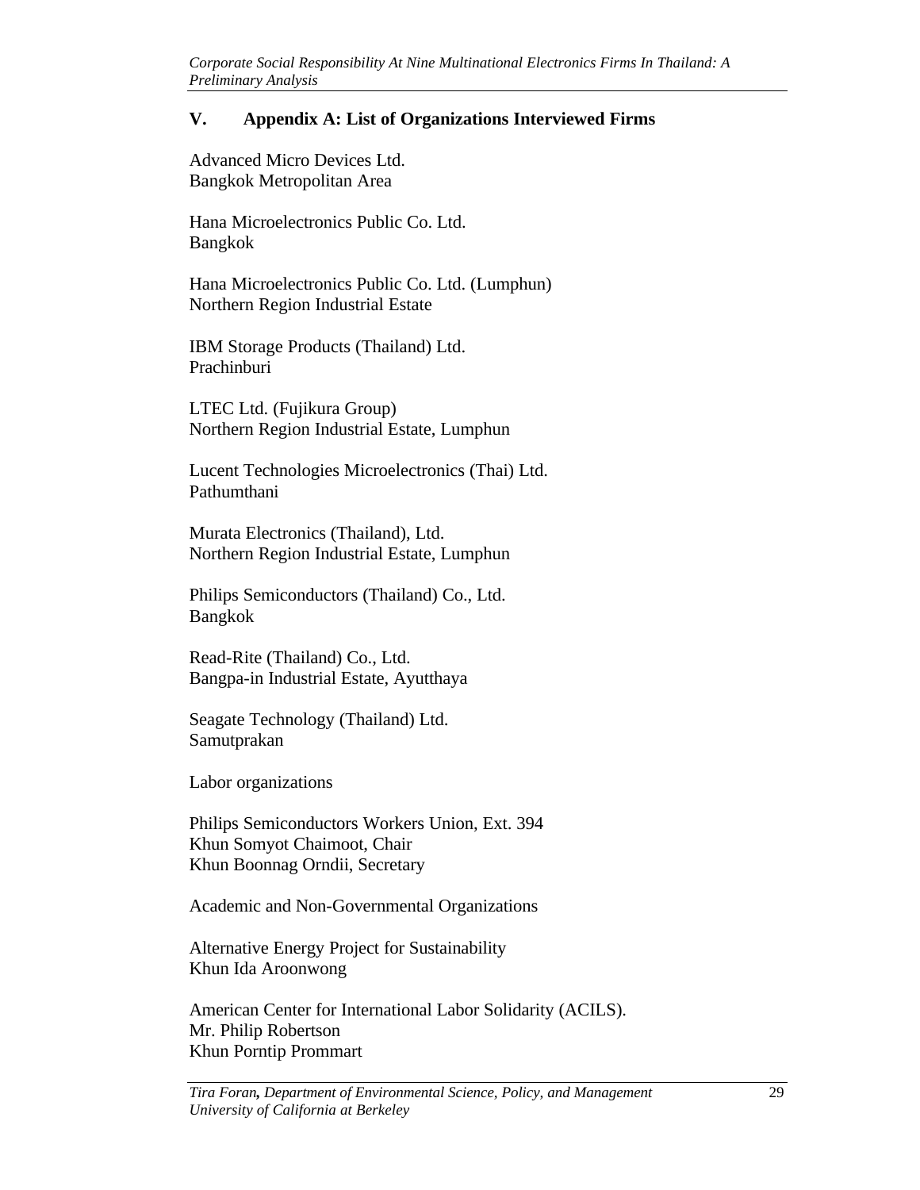## V. Appendix A: List of Organizations Interviewed Firms

Advanced Micro Devices Ltd.
Bangkok Metropolitan Area

Hana Microelectronics Public Co. Ltd.
Bangkok

Hana Microelectronics Public Co. Ltd. (Lumphun)
Northern Region Industrial Estate

IBM Storage Products (Thailand) Ltd.
Prachinburi

LTEC Ltd. (Fujikura Group)
Northern Region Industrial Estate, Lumphun

Lucent Technologies Microelectronics (Thai) Ltd.
Pathumthani

Murata Electronics (Thailand), Ltd.
Northern Region Industrial Estate, Lumphun

Philips Semiconductors (Thailand) Co., Ltd.
Bangkok

Read-Rite (Thailand) Co., Ltd.
Bangpa-in Industrial Estate, Ayutthaya

Seagate Technology (Thailand) Ltd.
Samutprakan

Labor organizations

Philips Semiconductors Workers Union, Ext. 394
Khun Somyot Chaimoot, Chair
Khun Boonnag Orndii, Secretary

Academic and Non-Governmental Organizations

Alternative Energy Project for Sustainability
Khun Ida Aroonwong

American Center for International Labor Solidarity (ACILS).
Mr. Philip Robertson
Khun Porntip Prommart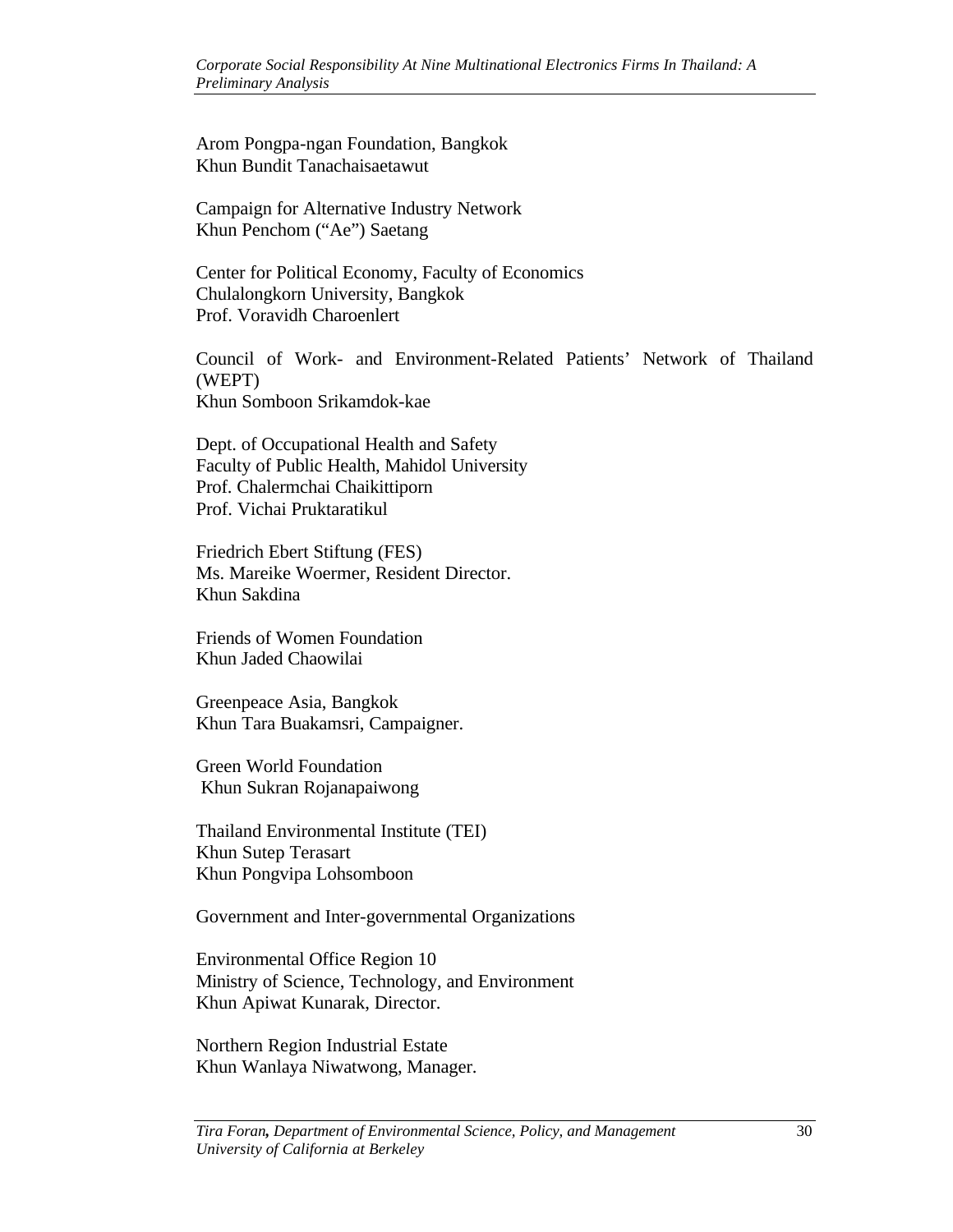Arom Pongpa-ngan Foundation, Bangkok
Khun Bundit Tanachaisaetawut

Campaign for Alternative Industry Network
Khun Penchom ("Ae") Saetang

Center for Political Economy, Faculty of Economics
Chulalongkorn University, Bangkok
Prof. Voravidh Charoenlert

Council of Work- and Environment-Related Patients' Network of Thailand (WEPT)
Khun Somboon Srikamdok-kae

Dept. of Occupational Health and Safety
Faculty of Public Health, Mahidol University
Prof. Chalermchai Chaikittiporn
Prof. Vichai Pruktaratikul

Friedrich Ebert Stiftung (FES)
Ms. Mareike Woermer, Resident Director.
Khun Sakdina

Friends of Women Foundation
Khun Jaded Chaowilai

Greenpeace Asia, Bangkok
Khun Tara Buakamsri, Campaigner.

Green World Foundation
Khun Sukran Rojanapaiwong

Thailand Environmental Institute (TEI)
Khun Sutep Terasart
Khun Pongvipa Lohsomboon

Government and Inter-governmental Organizations

Environmental Office Region 10
Ministry of Science, Technology, and Environment
Khun Apiwat Kunarak, Director.

Northern Region Industrial Estate
Khun Wanlaya Niwatwong, Manager.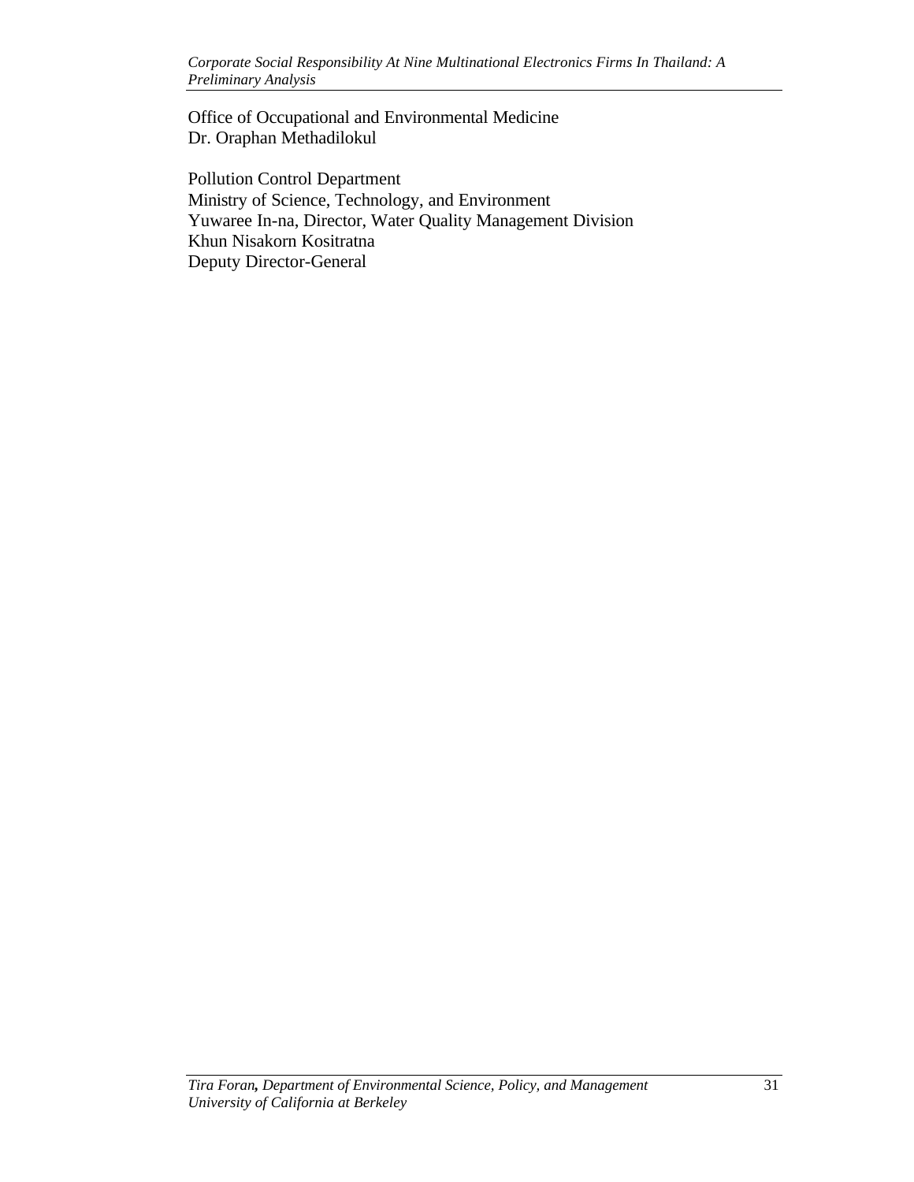Office of Occupational and Environmental Medicine
Dr. Oraphan Methadilokul

Pollution Control Department
Ministry of Science, Technology, and Environment
Yuwaree In-na, Director, Water Quality Management Division
Khun Nisakorn Kositratna
Deputy Director-General